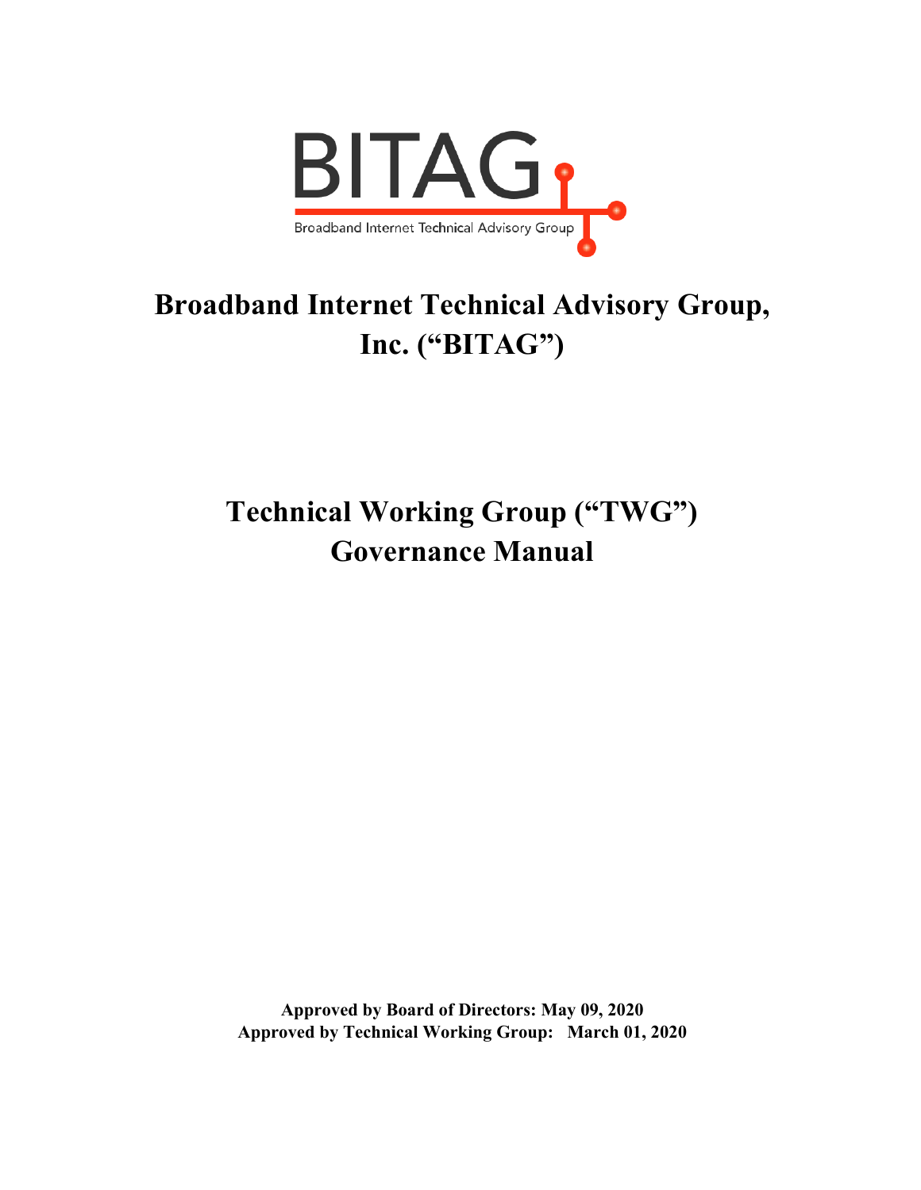BITAG

Broadband Internet Technical Advisory Group

# Broadband Internet Technical Advisory Group, Inc. ("BITAG")

# Technical Working Group ("TWG") Governance Manual

**Approved by Board of Directors: May 09, 2020**
**Approved by Technical Working Group: March 01, 2020**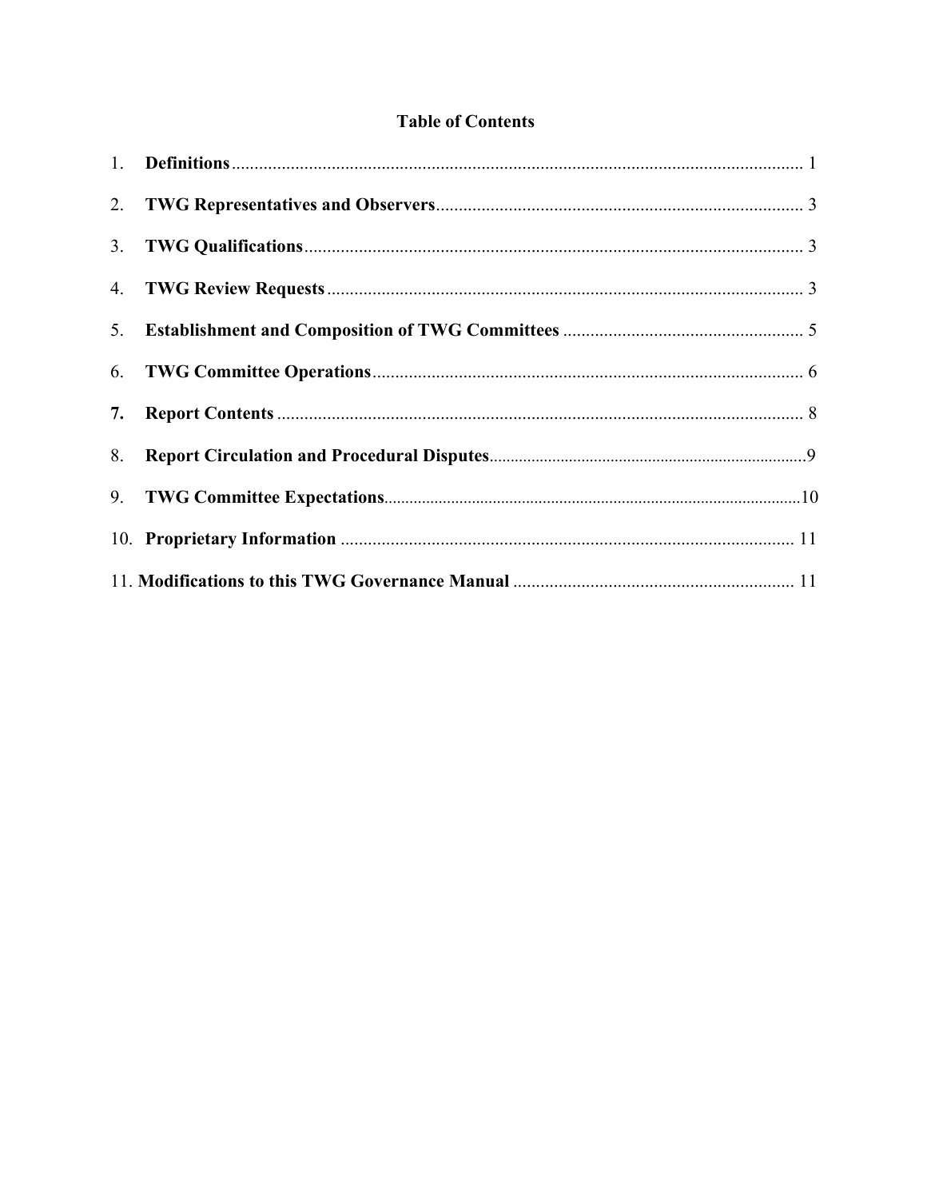## Table of Contents

1. **Definitions** ........................................................................................................................ 1
2. **TWG Representatives and Observers** .................................................................................. 3
3. **TWG Qualifications** ............................................................................................................. 3
4. **TWG Review Requests** ......................................................................................................... 3
5. **Establishment and Composition of TWG Committees** ...................................................... 5
6. **TWG Committee Operations** ............................................................................................... 6
7. **Report Contents** .................................................................................................................... 8
8. **Report Circulation and Procedural Disputes** ........................................................................ 9
9. **TWG Committee Expectations** ........................................................................................... 10
10. **Proprietary Information** ..................................................................................................... 11
11. **Modifications to this TWG Governance Manual** ............................................................. 11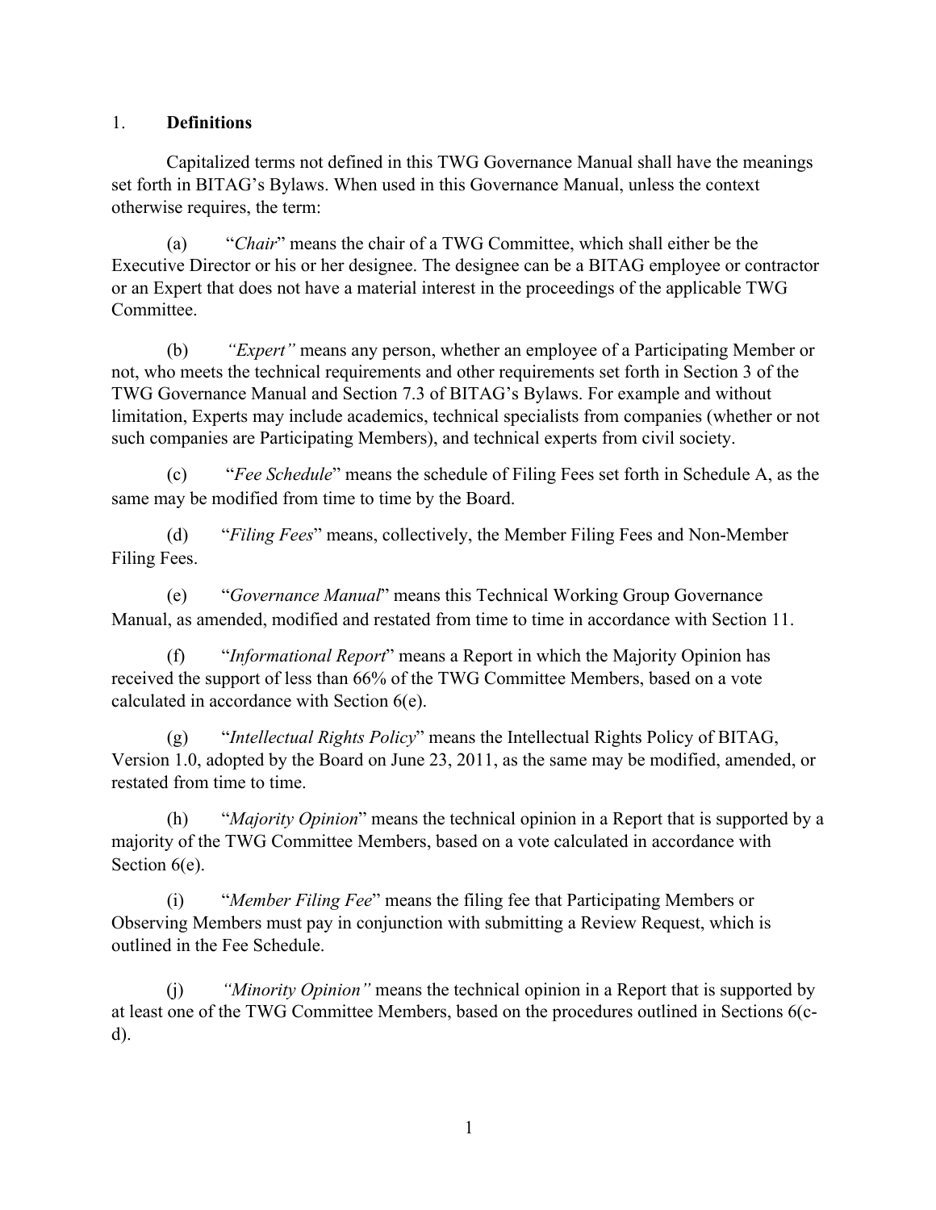## 1. **Definitions**

Capitalized terms not defined in this TWG Governance Manual shall have the meanings set forth in BITAG's Bylaws. When used in this Governance Manual, unless the context otherwise requires, the term:

(a) "*Chair*" means the chair of a TWG Committee, which shall either be the Executive Director or his or her designee. The designee can be a BITAG employee or contractor or an Expert that does not have a material interest in the proceedings of the applicable TWG Committee.

(b) *"Expert"* means any person, whether an employee of a Participating Member or not, who meets the technical requirements and other requirements set forth in Section 3 of the TWG Governance Manual and Section 7.3 of BITAG's Bylaws. For example and without limitation, Experts may include academics, technical specialists from companies (whether or not such companies are Participating Members), and technical experts from civil society.

(c) "*Fee Schedule*" means the schedule of Filing Fees set forth in Schedule A, as the same may be modified from time to time by the Board.

(d) "*Filing Fees*" means, collectively, the Member Filing Fees and Non-Member Filing Fees.

(e) "*Governance Manual*" means this Technical Working Group Governance Manual, as amended, modified and restated from time to time in accordance with Section 11.

(f) "*Informational Report*" means a Report in which the Majority Opinion has received the support of less than 66% of the TWG Committee Members, based on a vote calculated in accordance with Section 6(e).

(g) "*Intellectual Rights Policy*" means the Intellectual Rights Policy of BITAG, Version 1.0, adopted by the Board on June 23, 2011, as the same may be modified, amended, or restated from time to time.

(h) "*Majority Opinion*" means the technical opinion in a Report that is supported by a majority of the TWG Committee Members, based on a vote calculated in accordance with Section 6(e).

(i) "*Member Filing Fee*" means the filing fee that Participating Members or Observing Members must pay in conjunction with submitting a Review Request, which is outlined in the Fee Schedule.

(j) *"Minority Opinion"* means the technical opinion in a Report that is supported by at least one of the TWG Committee Members, based on the procedures outlined in Sections 6(c-d).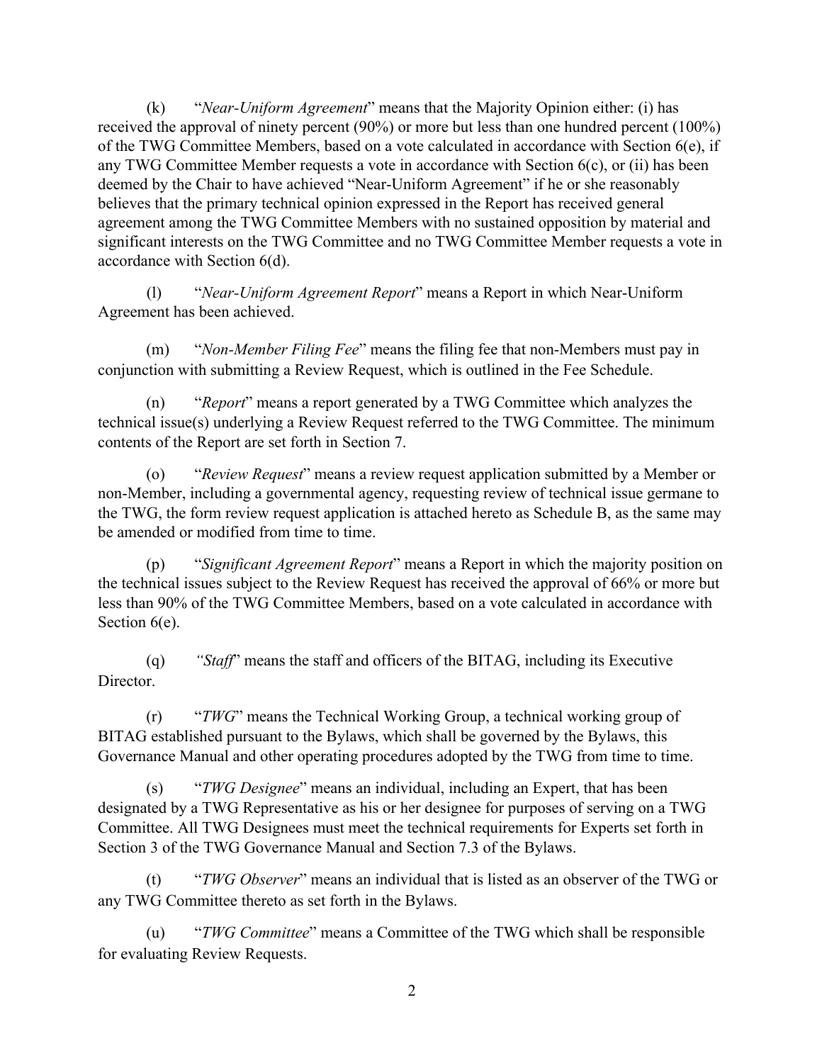(k) "*Near-Uniform Agreement*" means that the Majority Opinion either: (i) has received the approval of ninety percent (90%) or more but less than one hundred percent (100%) of the TWG Committee Members, based on a vote calculated in accordance with Section 6(e), if any TWG Committee Member requests a vote in accordance with Section 6(c), or (ii) has been deemed by the Chair to have achieved "Near-Uniform Agreement" if he or she reasonably believes that the primary technical opinion expressed in the Report has received general agreement among the TWG Committee Members with no sustained opposition by material and significant interests on the TWG Committee and no TWG Committee Member requests a vote in accordance with Section 6(d).

(l) "*Near-Uniform Agreement Report*" means a Report in which Near-Uniform Agreement has been achieved.

(m) "*Non-Member Filing Fee*" means the filing fee that non-Members must pay in conjunction with submitting a Review Request, which is outlined in the Fee Schedule.

(n) "*Report*" means a report generated by a TWG Committee which analyzes the technical issue(s) underlying a Review Request referred to the TWG Committee. The minimum contents of the Report are set forth in Section 7.

(o) "*Review Request*" means a review request application submitted by a Member or non-Member, including a governmental agency, requesting review of technical issue germane to the TWG, the form review request application is attached hereto as Schedule B, as the same may be amended or modified from time to time.

(p) "*Significant Agreement Report*" means a Report in which the majority position on the technical issues subject to the Review Request has received the approval of 66% or more but less than 90% of the TWG Committee Members, based on a vote calculated in accordance with Section 6(e).

(q) "*Staff*" means the staff and officers of the BITAG, including its Executive Director.

(r) "*TWG*" means the Technical Working Group, a technical working group of BITAG established pursuant to the Bylaws, which shall be governed by the Bylaws, this Governance Manual and other operating procedures adopted by the TWG from time to time.

(s) "*TWG Designee*" means an individual, including an Expert, that has been designated by a TWG Representative as his or her designee for purposes of serving on a TWG Committee. All TWG Designees must meet the technical requirements for Experts set forth in Section 3 of the TWG Governance Manual and Section 7.3 of the Bylaws.

(t) "*TWG Observer*" means an individual that is listed as an observer of the TWG or any TWG Committee thereto as set forth in the Bylaws.

(u) "*TWG Committee*" means a Committee of the TWG which shall be responsible for evaluating Review Requests.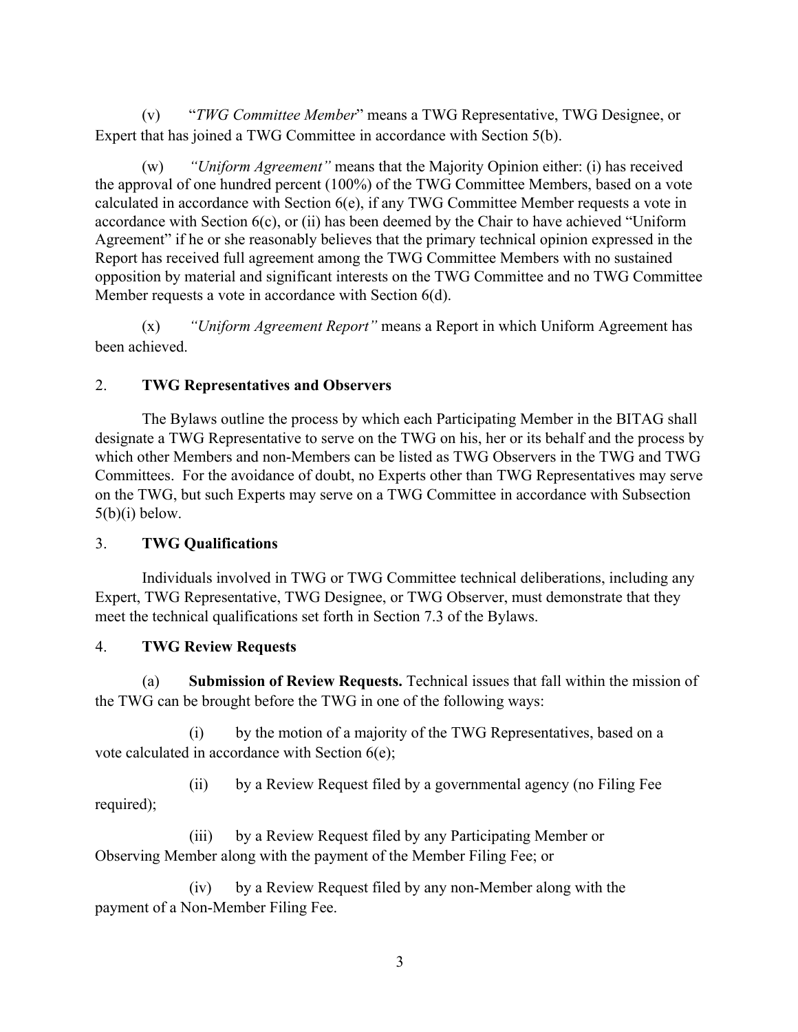(v) "*TWG Committee Member*" means a TWG Representative, TWG Designee, or Expert that has joined a TWG Committee in accordance with Section 5(b).

(w) *"Uniform Agreement"* means that the Majority Opinion either: (i) has received the approval of one hundred percent (100%) of the TWG Committee Members, based on a vote calculated in accordance with Section 6(e), if any TWG Committee Member requests a vote in accordance with Section 6(c), or (ii) has been deemed by the Chair to have achieved "Uniform Agreement" if he or she reasonably believes that the primary technical opinion expressed in the Report has received full agreement among the TWG Committee Members with no sustained opposition by material and significant interests on the TWG Committee and no TWG Committee Member requests a vote in accordance with Section 6(d).

(x) *"Uniform Agreement Report"* means a Report in which Uniform Agreement has been achieved.

## 2. TWG Representatives and Observers

The Bylaws outline the process by which each Participating Member in the BITAG shall designate a TWG Representative to serve on the TWG on his, her or its behalf and the process by which other Members and non-Members can be listed as TWG Observers in the TWG and TWG Committees. For the avoidance of doubt, no Experts other than TWG Representatives may serve on the TWG, but such Experts may serve on a TWG Committee in accordance with Subsection 5(b)(i) below.

## 3. TWG Qualifications

Individuals involved in TWG or TWG Committee technical deliberations, including any Expert, TWG Representative, TWG Designee, or TWG Observer, must demonstrate that they meet the technical qualifications set forth in Section 7.3 of the Bylaws.

## 4. TWG Review Requests

(a) **Submission of Review Requests.** Technical issues that fall within the mission of the TWG can be brought before the TWG in one of the following ways:

(i) by the motion of a majority of the TWG Representatives, based on a vote calculated in accordance with Section 6(e);

(ii) by a Review Request filed by a governmental agency (no Filing Fee required);

(iii) by a Review Request filed by any Participating Member or Observing Member along with the payment of the Member Filing Fee; or

(iv) by a Review Request filed by any non-Member along with the payment of a Non-Member Filing Fee.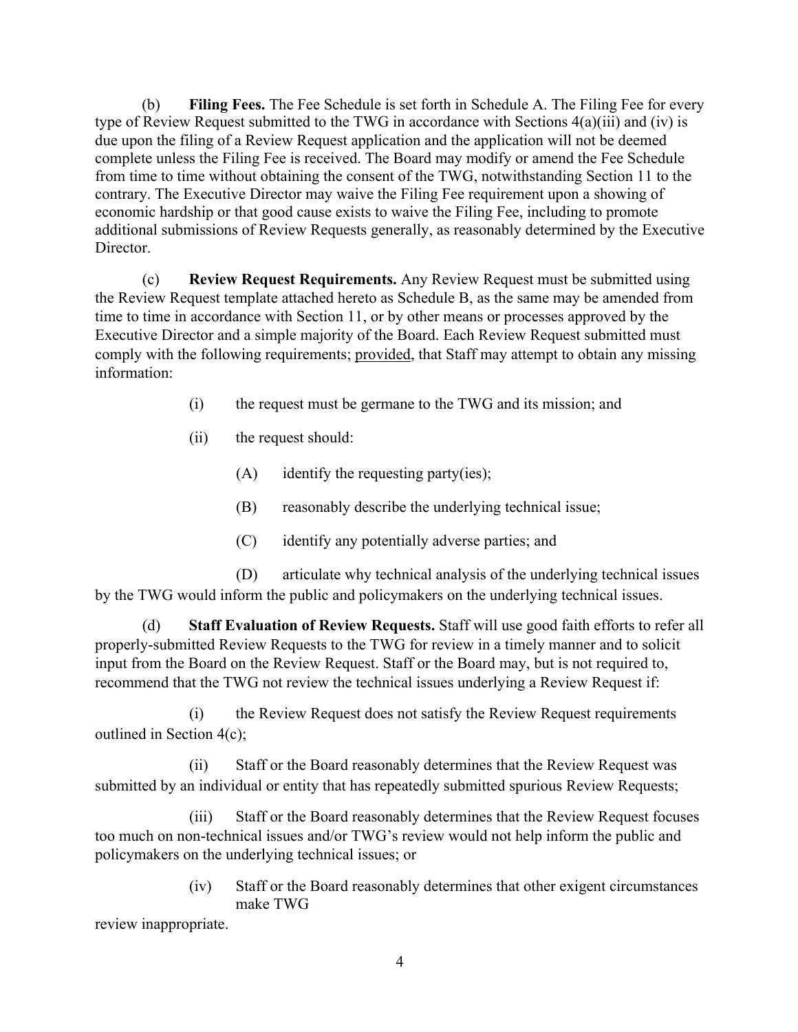(b) **Filing Fees.** The Fee Schedule is set forth in Schedule A. The Filing Fee for every type of Review Request submitted to the TWG in accordance with Sections 4(a)(iii) and (iv) is due upon the filing of a Review Request application and the application will not be deemed complete unless the Filing Fee is received. The Board may modify or amend the Fee Schedule from time to time without obtaining the consent of the TWG, notwithstanding Section 11 to the contrary. The Executive Director may waive the Filing Fee requirement upon a showing of economic hardship or that good cause exists to waive the Filing Fee, including to promote additional submissions of Review Requests generally, as reasonably determined by the Executive Director.

(c) **Review Request Requirements.** Any Review Request must be submitted using the Review Request template attached hereto as Schedule B, as the same may be amended from time to time in accordance with Section 11, or by other means or processes approved by the Executive Director and a simple majority of the Board. Each Review Request submitted must comply with the following requirements; provided, that Staff may attempt to obtain any missing information:

(i) the request must be germane to the TWG and its mission; and

(ii) the request should:

(A) identify the requesting party(ies);

(B) reasonably describe the underlying technical issue;

(C) identify any potentially adverse parties; and

(D) articulate why technical analysis of the underlying technical issues by the TWG would inform the public and policymakers on the underlying technical issues.

(d) **Staff Evaluation of Review Requests.** Staff will use good faith efforts to refer all properly-submitted Review Requests to the TWG for review in a timely manner and to solicit input from the Board on the Review Request. Staff or the Board may, but is not required to, recommend that the TWG not review the technical issues underlying a Review Request if:

(i) the Review Request does not satisfy the Review Request requirements outlined in Section 4(c);

(ii) Staff or the Board reasonably determines that the Review Request was submitted by an individual or entity that has repeatedly submitted spurious Review Requests;

(iii) Staff or the Board reasonably determines that the Review Request focuses too much on non-technical issues and/or TWG's review would not help inform the public and policymakers on the underlying technical issues; or

(iv) Staff or the Board reasonably determines that other exigent circumstances make TWG review inappropriate.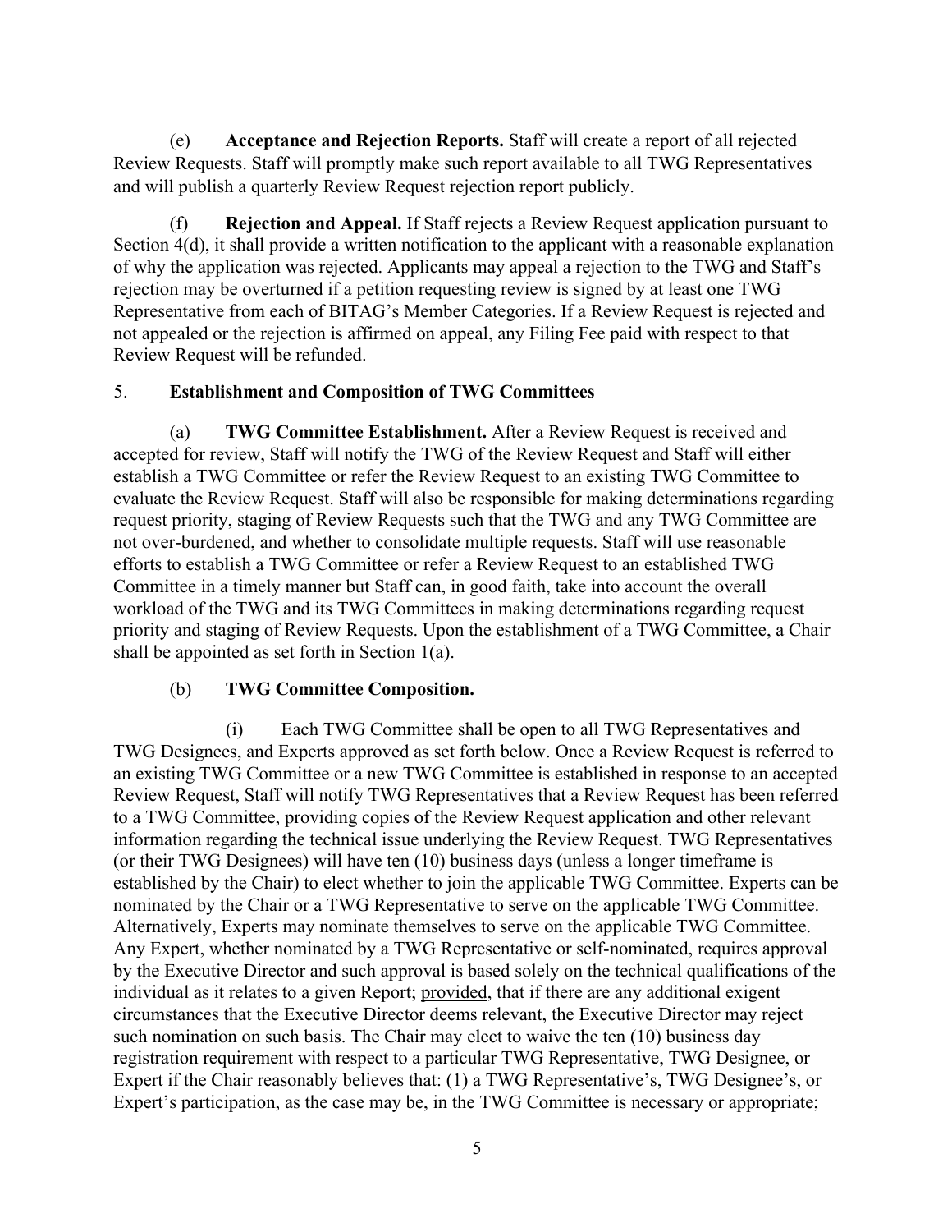(e) **Acceptance and Rejection Reports.** Staff will create a report of all rejected Review Requests. Staff will promptly make such report available to all TWG Representatives and will publish a quarterly Review Request rejection report publicly.

(f) **Rejection and Appeal.** If Staff rejects a Review Request application pursuant to Section 4(d), it shall provide a written notification to the applicant with a reasonable explanation of why the application was rejected. Applicants may appeal a rejection to the TWG and Staff's rejection may be overturned if a petition requesting review is signed by at least one TWG Representative from each of BITAG's Member Categories. If a Review Request is rejected and not appealed or the rejection is affirmed on appeal, any Filing Fee paid with respect to that Review Request will be refunded.

5. **Establishment and Composition of TWG Committees**

(a) **TWG Committee Establishment.** After a Review Request is received and accepted for review, Staff will notify the TWG of the Review Request and Staff will either establish a TWG Committee or refer the Review Request to an existing TWG Committee to evaluate the Review Request. Staff will also be responsible for making determinations regarding request priority, staging of Review Requests such that the TWG and any TWG Committee are not over-burdened, and whether to consolidate multiple requests. Staff will use reasonable efforts to establish a TWG Committee or refer a Review Request to an established TWG Committee in a timely manner but Staff can, in good faith, take into account the overall workload of the TWG and its TWG Committees in making determinations regarding request priority and staging of Review Requests. Upon the establishment of a TWG Committee, a Chair shall be appointed as set forth in Section 1(a).

(b) **TWG Committee Composition.**

(i) Each TWG Committee shall be open to all TWG Representatives and TWG Designees, and Experts approved as set forth below. Once a Review Request is referred to an existing TWG Committee or a new TWG Committee is established in response to an accepted Review Request, Staff will notify TWG Representatives that a Review Request has been referred to a TWG Committee, providing copies of the Review Request application and other relevant information regarding the technical issue underlying the Review Request. TWG Representatives (or their TWG Designees) will have ten (10) business days (unless a longer timeframe is established by the Chair) to elect whether to join the applicable TWG Committee. Experts can be nominated by the Chair or a TWG Representative to serve on the applicable TWG Committee. Alternatively, Experts may nominate themselves to serve on the applicable TWG Committee. Any Expert, whether nominated by a TWG Representative or self-nominated, requires approval by the Executive Director and such approval is based solely on the technical qualifications of the individual as it relates to a given Report; provided, that if there are any additional exigent circumstances that the Executive Director deems relevant, the Executive Director may reject such nomination on such basis. The Chair may elect to waive the ten (10) business day registration requirement with respect to a particular TWG Representative, TWG Designee, or Expert if the Chair reasonably believes that: (1) a TWG Representative's, TWG Designee's, or Expert's participation, as the case may be, in the TWG Committee is necessary or appropriate;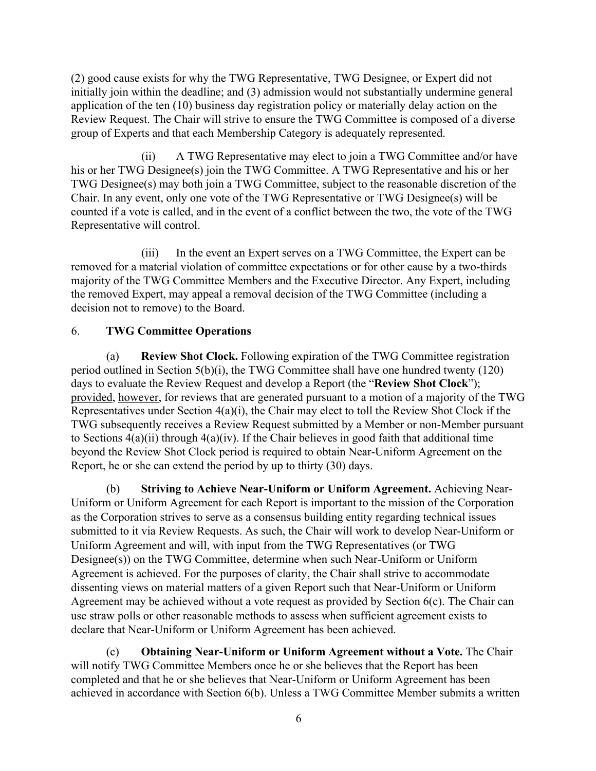(2) good cause exists for why the TWG Representative, TWG Designee, or Expert did not initially join within the deadline; and (3) admission would not substantially undermine general application of the ten (10) business day registration policy or materially delay action on the Review Request. The Chair will strive to ensure the TWG Committee is composed of a diverse group of Experts and that each Membership Category is adequately represented.

(ii) A TWG Representative may elect to join a TWG Committee and/or have his or her TWG Designee(s) join the TWG Committee. A TWG Representative and his or her TWG Designee(s) may both join a TWG Committee, subject to the reasonable discretion of the Chair. In any event, only one vote of the TWG Representative or TWG Designee(s) will be counted if a vote is called, and in the event of a conflict between the two, the vote of the TWG Representative will control.

(iii) In the event an Expert serves on a TWG Committee, the Expert can be removed for a material violation of committee expectations or for other cause by a two-thirds majority of the TWG Committee Members and the Executive Director. Any Expert, including the removed Expert, may appeal a removal decision of the TWG Committee (including a decision not to remove) to the Board.

## 6. TWG Committee Operations

(a) **Review Shot Clock.** Following expiration of the TWG Committee registration period outlined in Section 5(b)(i), the TWG Committee shall have one hundred twenty (120) days to evaluate the Review Request and develop a Report (the "**Review Shot Clock**"); provided, however, for reviews that are generated pursuant to a motion of a majority of the TWG Representatives under Section 4(a)(i), the Chair may elect to toll the Review Shot Clock if the TWG subsequently receives a Review Request submitted by a Member or non-Member pursuant to Sections 4(a)(ii) through 4(a)(iv). If the Chair believes in good faith that additional time beyond the Review Shot Clock period is required to obtain Near-Uniform Agreement on the Report, he or she can extend the period by up to thirty (30) days.

(b) **Striving to Achieve Near-Uniform or Uniform Agreement.** Achieving Near-Uniform or Uniform Agreement for each Report is important to the mission of the Corporation as the Corporation strives to serve as a consensus building entity regarding technical issues submitted to it via Review Requests. As such, the Chair will work to develop Near-Uniform or Uniform Agreement and will, with input from the TWG Representatives (or TWG Designee(s)) on the TWG Committee, determine when such Near-Uniform or Uniform Agreement is achieved. For the purposes of clarity, the Chair shall strive to accommodate dissenting views on material matters of a given Report such that Near-Uniform or Uniform Agreement may be achieved without a vote request as provided by Section 6(c). The Chair can use straw polls or other reasonable methods to assess when sufficient agreement exists to declare that Near-Uniform or Uniform Agreement has been achieved.

(c) **Obtaining Near-Uniform or Uniform Agreement without a Vote.** The Chair will notify TWG Committee Members once he or she believes that the Report has been completed and that he or she believes that Near-Uniform or Uniform Agreement has been achieved in accordance with Section 6(b). Unless a TWG Committee Member submits a written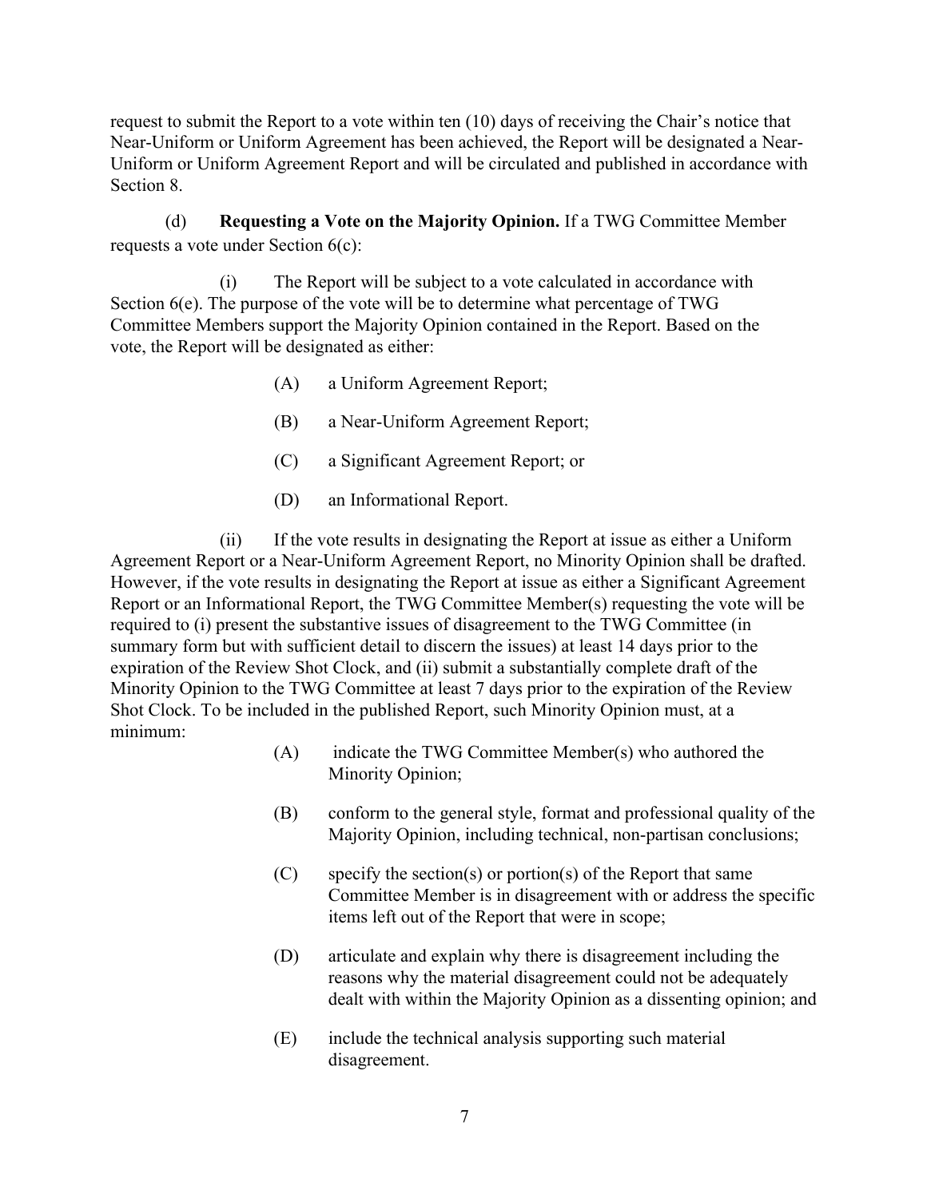request to submit the Report to a vote within ten (10) days of receiving the Chair's notice that Near-Uniform or Uniform Agreement has been achieved, the Report will be designated a Near-Uniform or Uniform Agreement Report and will be circulated and published in accordance with Section 8.

(d) **Requesting a Vote on the Majority Opinion.** If a TWG Committee Member requests a vote under Section 6(c):

(i) The Report will be subject to a vote calculated in accordance with Section 6(e). The purpose of the vote will be to determine what percentage of TWG Committee Members support the Majority Opinion contained in the Report. Based on the vote, the Report will be designated as either:

(A) a Uniform Agreement Report;

(B) a Near-Uniform Agreement Report;

(C) a Significant Agreement Report; or

(D) an Informational Report.

(ii) If the vote results in designating the Report at issue as either a Uniform Agreement Report or a Near-Uniform Agreement Report, no Minority Opinion shall be drafted. However, if the vote results in designating the Report at issue as either a Significant Agreement Report or an Informational Report, the TWG Committee Member(s) requesting the vote will be required to (i) present the substantive issues of disagreement to the TWG Committee (in summary form but with sufficient detail to discern the issues) at least 14 days prior to the expiration of the Review Shot Clock, and (ii) submit a substantially complete draft of the Minority Opinion to the TWG Committee at least 7 days prior to the expiration of the Review Shot Clock. To be included in the published Report, such Minority Opinion must, at a minimum:

(A) indicate the TWG Committee Member(s) who authored the Minority Opinion;

(B) conform to the general style, format and professional quality of the Majority Opinion, including technical, non-partisan conclusions;

(C) specify the section(s) or portion(s) of the Report that same Committee Member is in disagreement with or address the specific items left out of the Report that were in scope;

(D) articulate and explain why there is disagreement including the reasons why the material disagreement could not be adequately dealt with within the Majority Opinion as a dissenting opinion; and

(E) include the technical analysis supporting such material disagreement.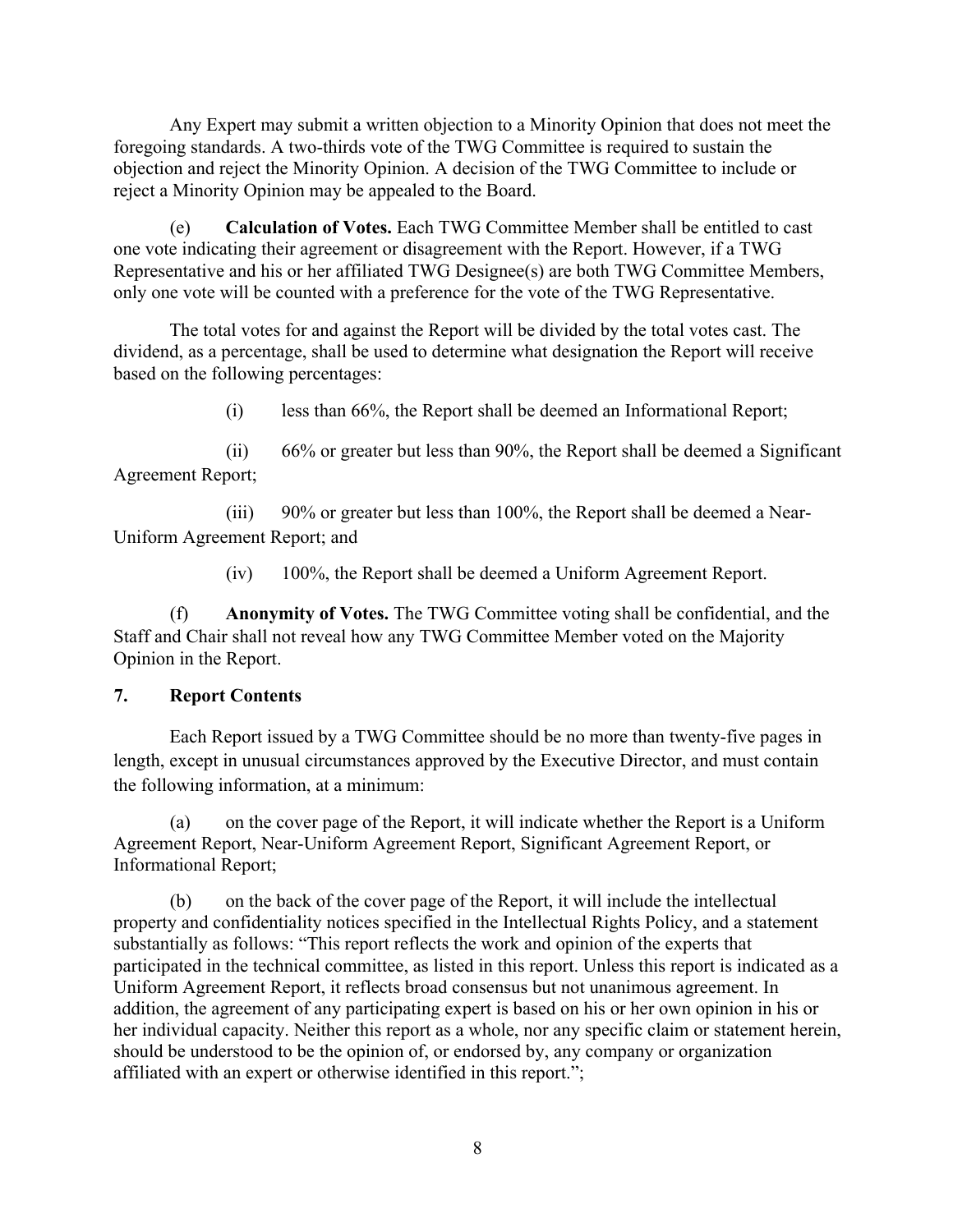Any Expert may submit a written objection to a Minority Opinion that does not meet the foregoing standards. A two-thirds vote of the TWG Committee is required to sustain the objection and reject the Minority Opinion. A decision of the TWG Committee to include or reject a Minority Opinion may be appealed to the Board.

(e) **Calculation of Votes.** Each TWG Committee Member shall be entitled to cast one vote indicating their agreement or disagreement with the Report. However, if a TWG Representative and his or her affiliated TWG Designee(s) are both TWG Committee Members, only one vote will be counted with a preference for the vote of the TWG Representative.

The total votes for and against the Report will be divided by the total votes cast. The dividend, as a percentage, shall be used to determine what designation the Report will receive based on the following percentages:

(i) less than 66%, the Report shall be deemed an Informational Report;

(ii) 66% or greater but less than 90%, the Report shall be deemed a Significant Agreement Report;

(iii) 90% or greater but less than 100%, the Report shall be deemed a Near-Uniform Agreement Report; and

(iv) 100%, the Report shall be deemed a Uniform Agreement Report.

(f) **Anonymity of Votes.** The TWG Committee voting shall be confidential, and the Staff and Chair shall not reveal how any TWG Committee Member voted on the Majority Opinion in the Report.

## 7. Report Contents

Each Report issued by a TWG Committee should be no more than twenty-five pages in length, except in unusual circumstances approved by the Executive Director, and must contain the following information, at a minimum:

(a) on the cover page of the Report, it will indicate whether the Report is a Uniform Agreement Report, Near-Uniform Agreement Report, Significant Agreement Report, or Informational Report;

(b) on the back of the cover page of the Report, it will include the intellectual property and confidentiality notices specified in the Intellectual Rights Policy, and a statement substantially as follows: "This report reflects the work and opinion of the experts that participated in the technical committee, as listed in this report. Unless this report is indicated as a Uniform Agreement Report, it reflects broad consensus but not unanimous agreement. In addition, the agreement of any participating expert is based on his or her own opinion in his or her individual capacity. Neither this report as a whole, nor any specific claim or statement herein, should be understood to be the opinion of, or endorsed by, any company or organization affiliated with an expert or otherwise identified in this report.";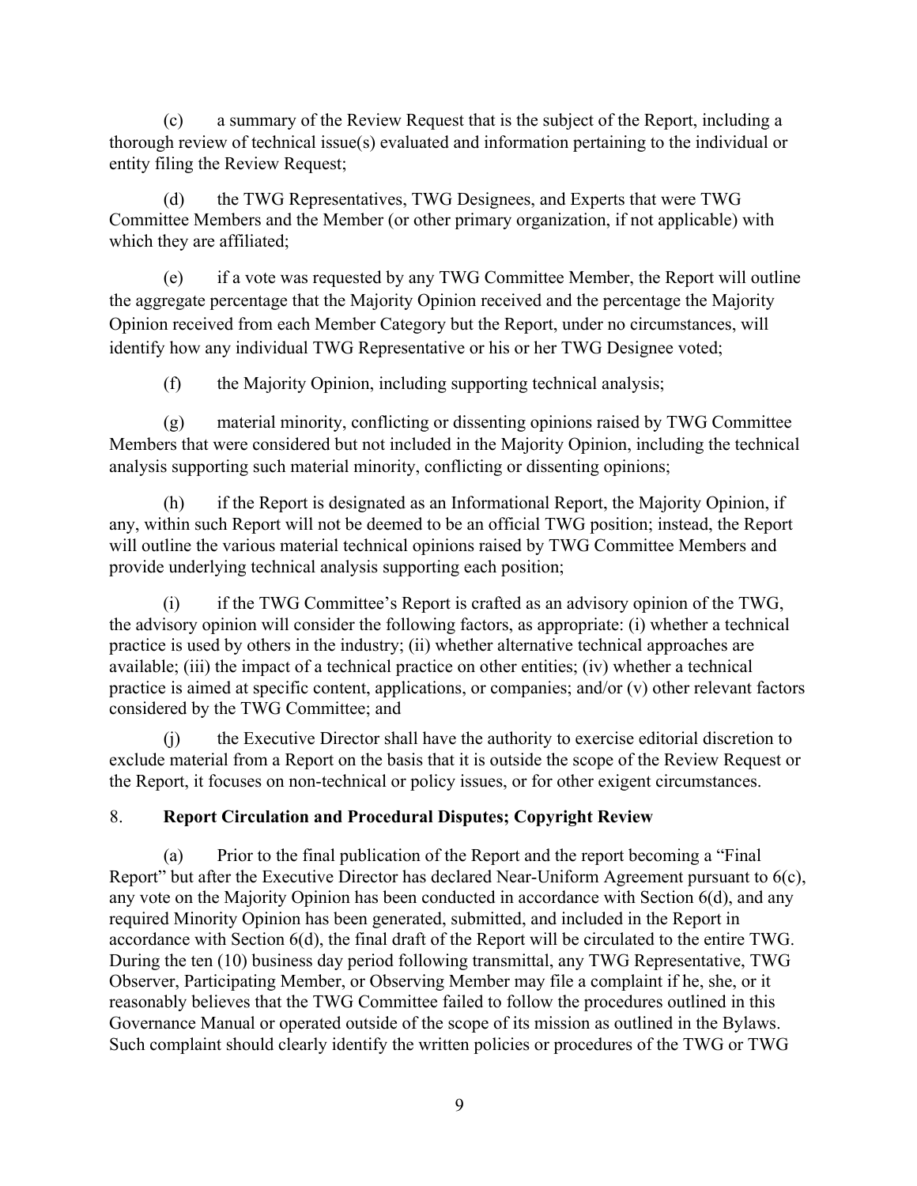(c) a summary of the Review Request that is the subject of the Report, including a thorough review of technical issue(s) evaluated and information pertaining to the individual or entity filing the Review Request;

(d) the TWG Representatives, TWG Designees, and Experts that were TWG Committee Members and the Member (or other primary organization, if not applicable) with which they are affiliated;

(e) if a vote was requested by any TWG Committee Member, the Report will outline the aggregate percentage that the Majority Opinion received and the percentage the Majority Opinion received from each Member Category but the Report, under no circumstances, will identify how any individual TWG Representative or his or her TWG Designee voted;

(f) the Majority Opinion, including supporting technical analysis;

(g) material minority, conflicting or dissenting opinions raised by TWG Committee Members that were considered but not included in the Majority Opinion, including the technical analysis supporting such material minority, conflicting or dissenting opinions;

(h) if the Report is designated as an Informational Report, the Majority Opinion, if any, within such Report will not be deemed to be an official TWG position; instead, the Report will outline the various material technical opinions raised by TWG Committee Members and provide underlying technical analysis supporting each position;

(i) if the TWG Committee's Report is crafted as an advisory opinion of the TWG, the advisory opinion will consider the following factors, as appropriate: (i) whether a technical practice is used by others in the industry; (ii) whether alternative technical approaches are available; (iii) the impact of a technical practice on other entities; (iv) whether a technical practice is aimed at specific content, applications, or companies; and/or (v) other relevant factors considered by the TWG Committee; and

(j) the Executive Director shall have the authority to exercise editorial discretion to exclude material from a Report on the basis that it is outside the scope of the Review Request or the Report, it focuses on non-technical or policy issues, or for other exigent circumstances.

## 8. Report Circulation and Procedural Disputes; Copyright Review

(a) Prior to the final publication of the Report and the report becoming a "Final Report" but after the Executive Director has declared Near-Uniform Agreement pursuant to 6(c), any vote on the Majority Opinion has been conducted in accordance with Section 6(d), and any required Minority Opinion has been generated, submitted, and included in the Report in accordance with Section 6(d), the final draft of the Report will be circulated to the entire TWG. During the ten (10) business day period following transmittal, any TWG Representative, TWG Observer, Participating Member, or Observing Member may file a complaint if he, she, or it reasonably believes that the TWG Committee failed to follow the procedures outlined in this Governance Manual or operated outside of the scope of its mission as outlined in the Bylaws. Such complaint should clearly identify the written policies or procedures of the TWG or TWG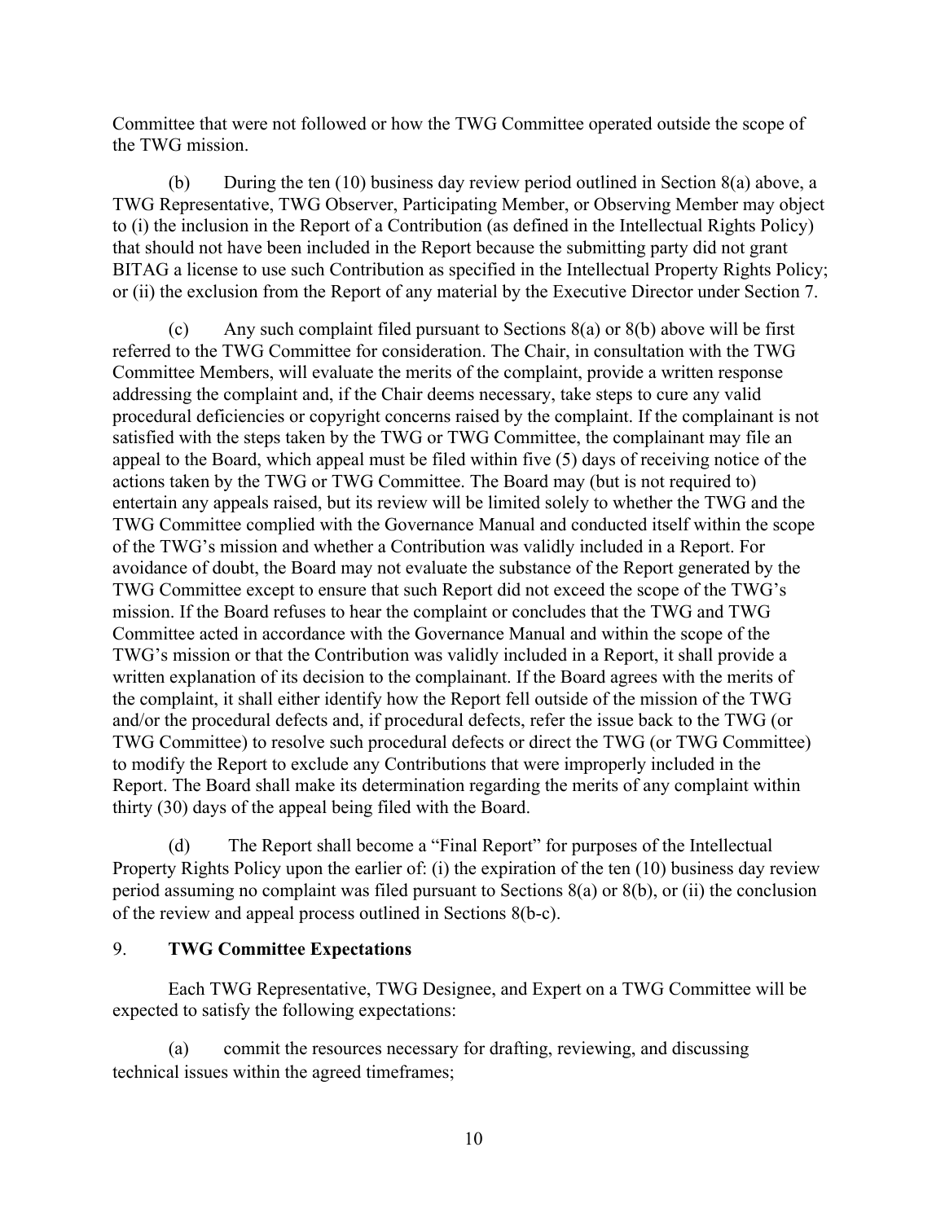Committee that were not followed or how the TWG Committee operated outside the scope of the TWG mission.

(b) During the ten (10) business day review period outlined in Section 8(a) above, a TWG Representative, TWG Observer, Participating Member, or Observing Member may object to (i) the inclusion in the Report of a Contribution (as defined in the Intellectual Rights Policy) that should not have been included in the Report because the submitting party did not grant BITAG a license to use such Contribution as specified in the Intellectual Property Rights Policy; or (ii) the exclusion from the Report of any material by the Executive Director under Section 7.

(c) Any such complaint filed pursuant to Sections 8(a) or 8(b) above will be first referred to the TWG Committee for consideration. The Chair, in consultation with the TWG Committee Members, will evaluate the merits of the complaint, provide a written response addressing the complaint and, if the Chair deems necessary, take steps to cure any valid procedural deficiencies or copyright concerns raised by the complaint. If the complainant is not satisfied with the steps taken by the TWG or TWG Committee, the complainant may file an appeal to the Board, which appeal must be filed within five (5) days of receiving notice of the actions taken by the TWG or TWG Committee. The Board may (but is not required to) entertain any appeals raised, but its review will be limited solely to whether the TWG and the TWG Committee complied with the Governance Manual and conducted itself within the scope of the TWG's mission and whether a Contribution was validly included in a Report. For avoidance of doubt, the Board may not evaluate the substance of the Report generated by the TWG Committee except to ensure that such Report did not exceed the scope of the TWG's mission. If the Board refuses to hear the complaint or concludes that the TWG and TWG Committee acted in accordance with the Governance Manual and within the scope of the TWG's mission or that the Contribution was validly included in a Report, it shall provide a written explanation of its decision to the complainant. If the Board agrees with the merits of the complaint, it shall either identify how the Report fell outside of the mission of the TWG and/or the procedural defects and, if procedural defects, refer the issue back to the TWG (or TWG Committee) to resolve such procedural defects or direct the TWG (or TWG Committee) to modify the Report to exclude any Contributions that were improperly included in the Report. The Board shall make its determination regarding the merits of any complaint within thirty (30) days of the appeal being filed with the Board.

(d) The Report shall become a "Final Report" for purposes of the Intellectual Property Rights Policy upon the earlier of: (i) the expiration of the ten (10) business day review period assuming no complaint was filed pursuant to Sections 8(a) or 8(b), or (ii) the conclusion of the review and appeal process outlined in Sections 8(b-c).

## 9. **TWG Committee Expectations**

Each TWG Representative, TWG Designee, and Expert on a TWG Committee will be expected to satisfy the following expectations:

(a) commit the resources necessary for drafting, reviewing, and discussing technical issues within the agreed timeframes;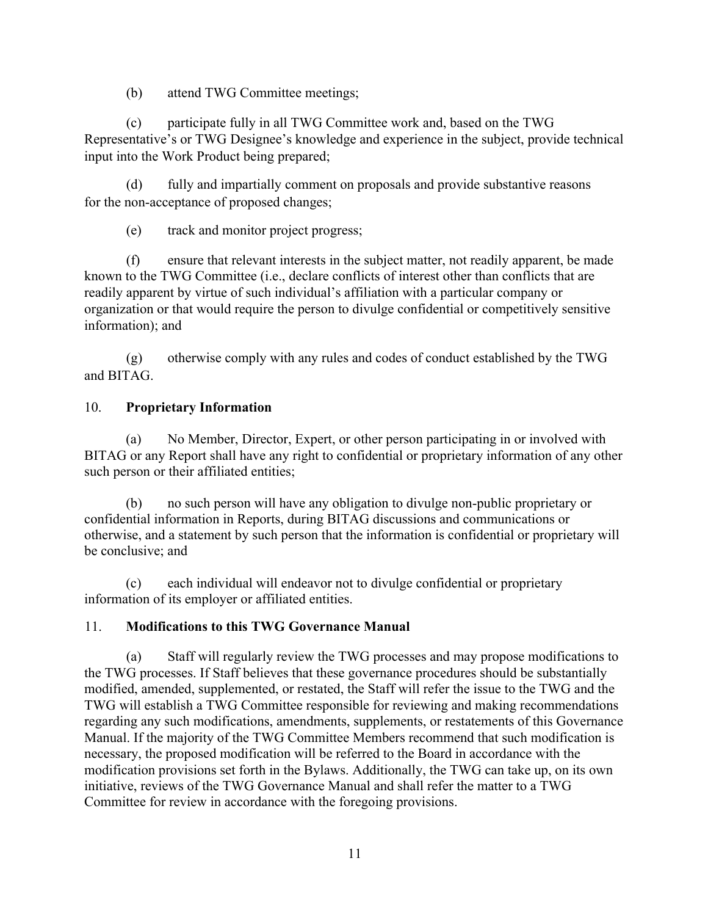(b) attend TWG Committee meetings;

(c) participate fully in all TWG Committee work and, based on the TWG Representative's or TWG Designee's knowledge and experience in the subject, provide technical input into the Work Product being prepared;

(d) fully and impartially comment on proposals and provide substantive reasons for the non-acceptance of proposed changes;

(e) track and monitor project progress;

(f) ensure that relevant interests in the subject matter, not readily apparent, be made known to the TWG Committee (i.e., declare conflicts of interest other than conflicts that are readily apparent by virtue of such individual's affiliation with a particular company or organization or that would require the person to divulge confidential or competitively sensitive information); and

(g) otherwise comply with any rules and codes of conduct established by the TWG and BITAG.

## 10. Proprietary Information

(a) No Member, Director, Expert, or other person participating in or involved with BITAG or any Report shall have any right to confidential or proprietary information of any other such person or their affiliated entities;

(b) no such person will have any obligation to divulge non-public proprietary or confidential information in Reports, during BITAG discussions and communications or otherwise, and a statement by such person that the information is confidential or proprietary will be conclusive; and

(c) each individual will endeavor not to divulge confidential or proprietary information of its employer or affiliated entities.

## 11. Modifications to this TWG Governance Manual

(a) Staff will regularly review the TWG processes and may propose modifications to the TWG processes. If Staff believes that these governance procedures should be substantially modified, amended, supplemented, or restated, the Staff will refer the issue to the TWG and the TWG will establish a TWG Committee responsible for reviewing and making recommendations regarding any such modifications, amendments, supplements, or restatements of this Governance Manual. If the majority of the TWG Committee Members recommend that such modification is necessary, the proposed modification will be referred to the Board in accordance with the modification provisions set forth in the Bylaws. Additionally, the TWG can take up, on its own initiative, reviews of the TWG Governance Manual and shall refer the matter to a TWG Committee for review in accordance with the foregoing provisions.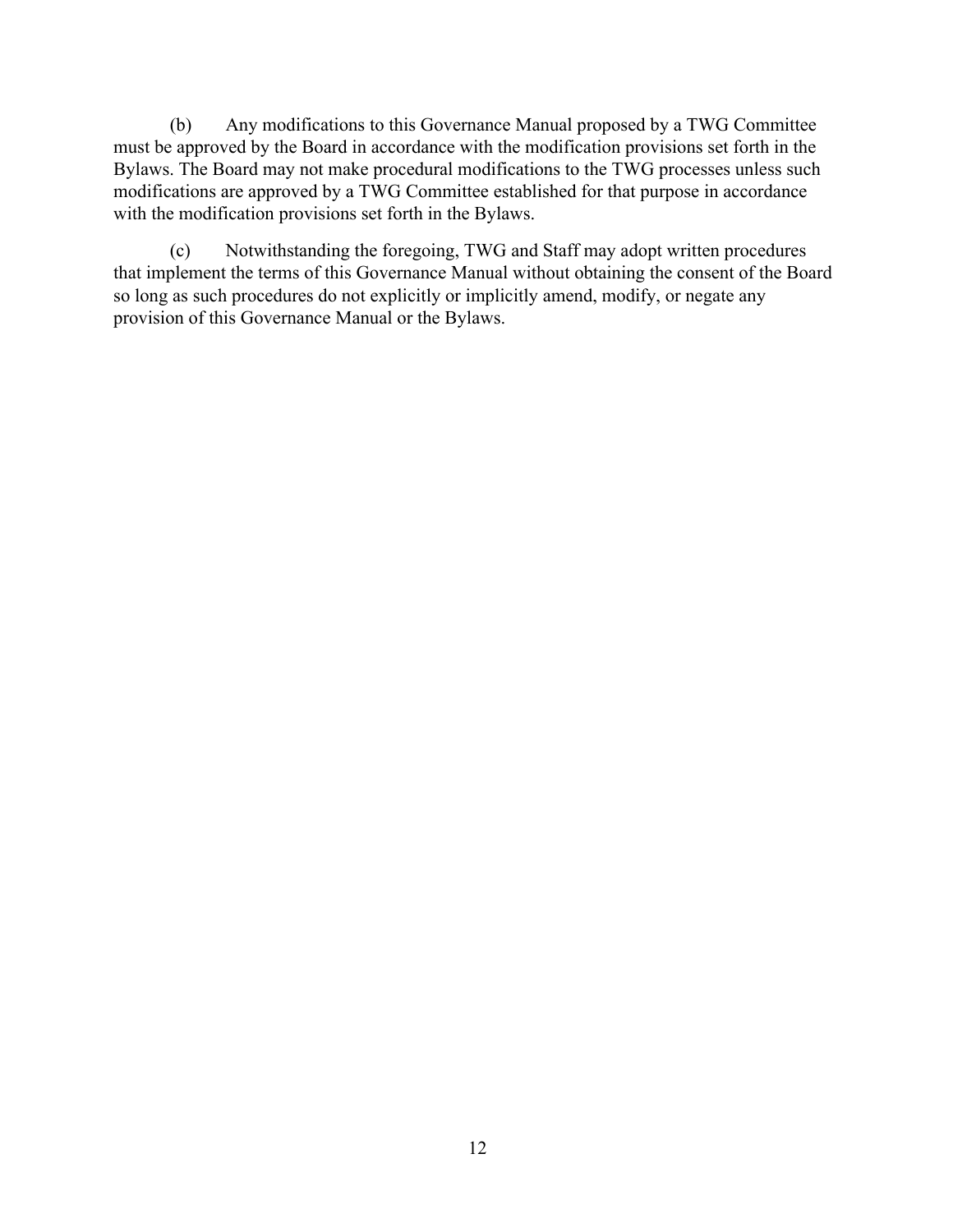(b) Any modifications to this Governance Manual proposed by a TWG Committee must be approved by the Board in accordance with the modification provisions set forth in the Bylaws. The Board may not make procedural modifications to the TWG processes unless such modifications are approved by a TWG Committee established for that purpose in accordance with the modification provisions set forth in the Bylaws.

(c) Notwithstanding the foregoing, TWG and Staff may adopt written procedures that implement the terms of this Governance Manual without obtaining the consent of the Board so long as such procedures do not explicitly or implicitly amend, modify, or negate any provision of this Governance Manual or the Bylaws.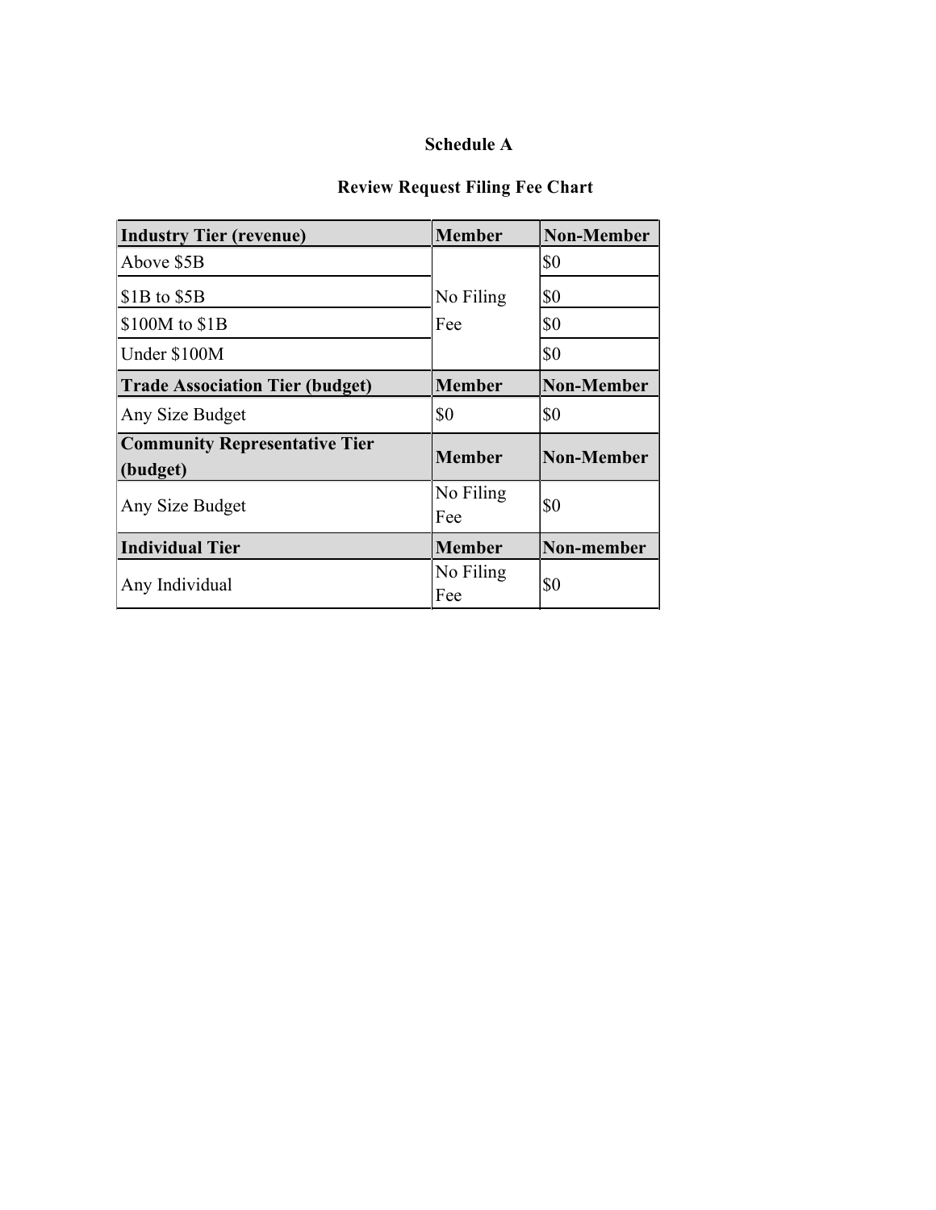**Schedule A**

**Review Request Filing Fee Chart**

| **Industry Tier (revenue)** | **Member** | **Non-Member** |
| --- | --- | --- |
| Above $5B | No Filing Fee | $0 |
| $1B to $5B | | $0 |
| $100M to $1B | | $0 |
| Under $100M | | $0 |
| **Trade Association Tier (budget)** | **Member** | **Non-Member** |
| Any Size Budget | $0 | $0 |
| **Community Representative Tier (budget)** | **Member** | **Non-Member** |
| Any Size Budget | No Filing Fee | $0 |
| **Individual Tier** | **Member** | **Non-member** |
| Any Individual | No Filing Fee | $0 |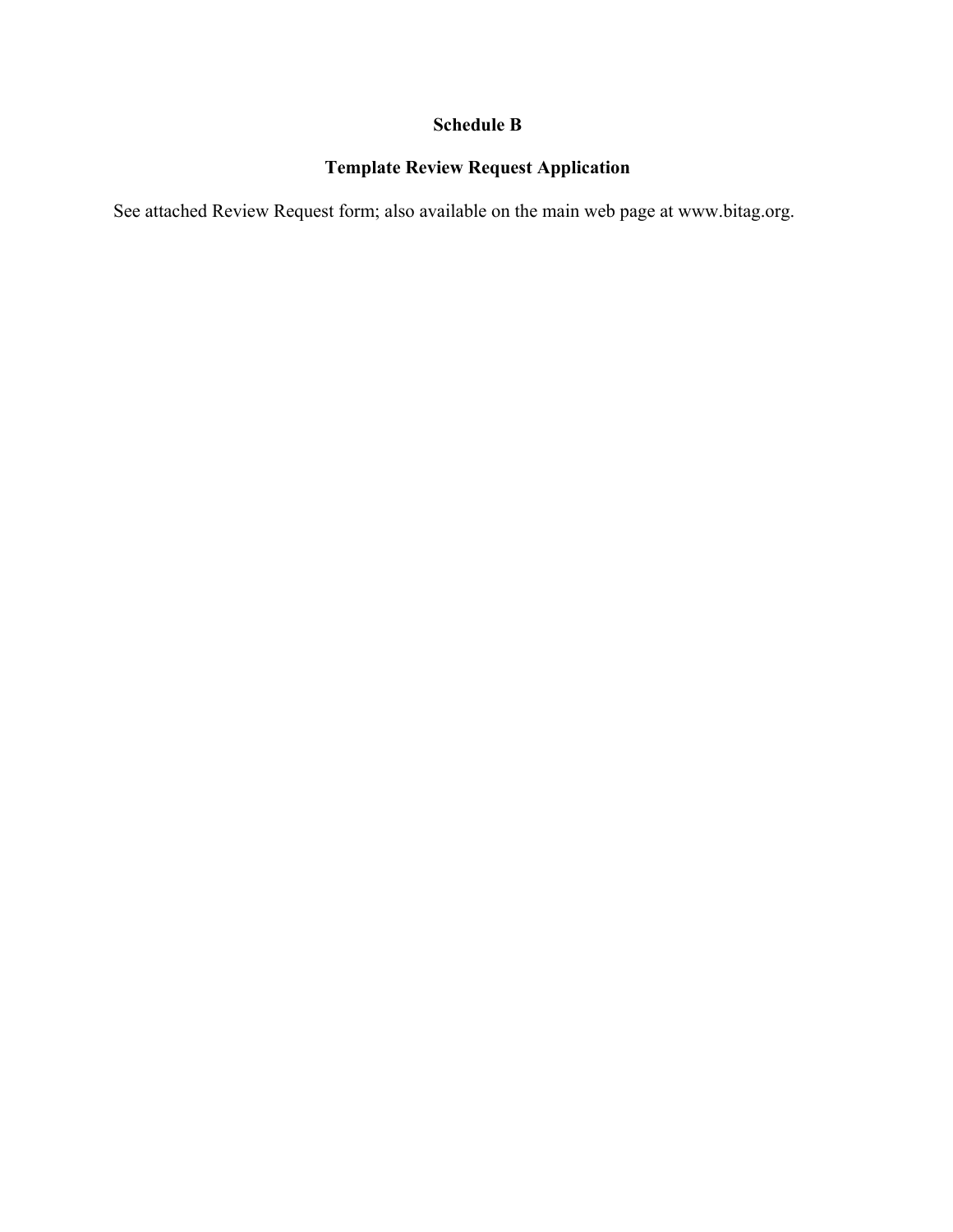## Schedule B

## Template Review Request Application

See attached Review Request form; also available on the main web page at www.bitag.org.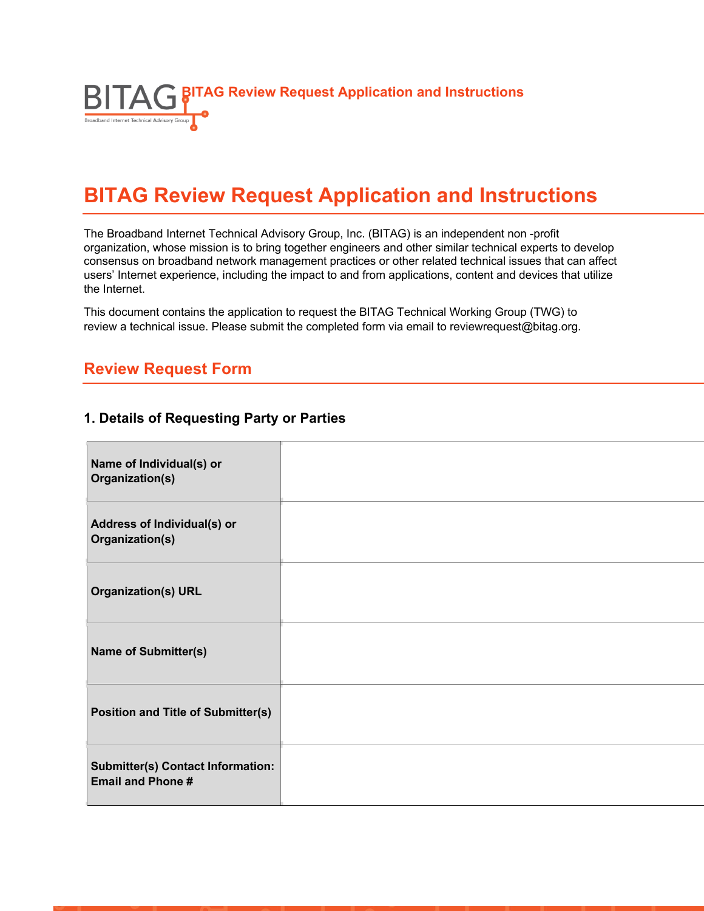# BITAG Review Request Application and Instructions

The Broadband Internet Technical Advisory Group, Inc. (BITAG) is an independent non -profit organization, whose mission is to bring together engineers and other similar technical experts to develop consensus on broadband network management practices or other related technical issues that can affect users' Internet experience, including the impact to and from applications, content and devices that utilize the Internet.

This document contains the application to request the BITAG Technical Working Group (TWG) to review a technical issue. Please submit the completed form via email to reviewrequest@bitag.org.

## Review Request Form

### 1. Details of Requesting Party or Parties

| | |
|---|---|
| **Name of Individual(s) or Organization(s)** | |
| **Address of Individual(s) or Organization(s)** | |
| **Organization(s) URL** | |
| **Name of Submitter(s)** | |
| **Position and Title of Submitter(s)** | |
| **Submitter(s) Contact Information: Email and Phone #** | |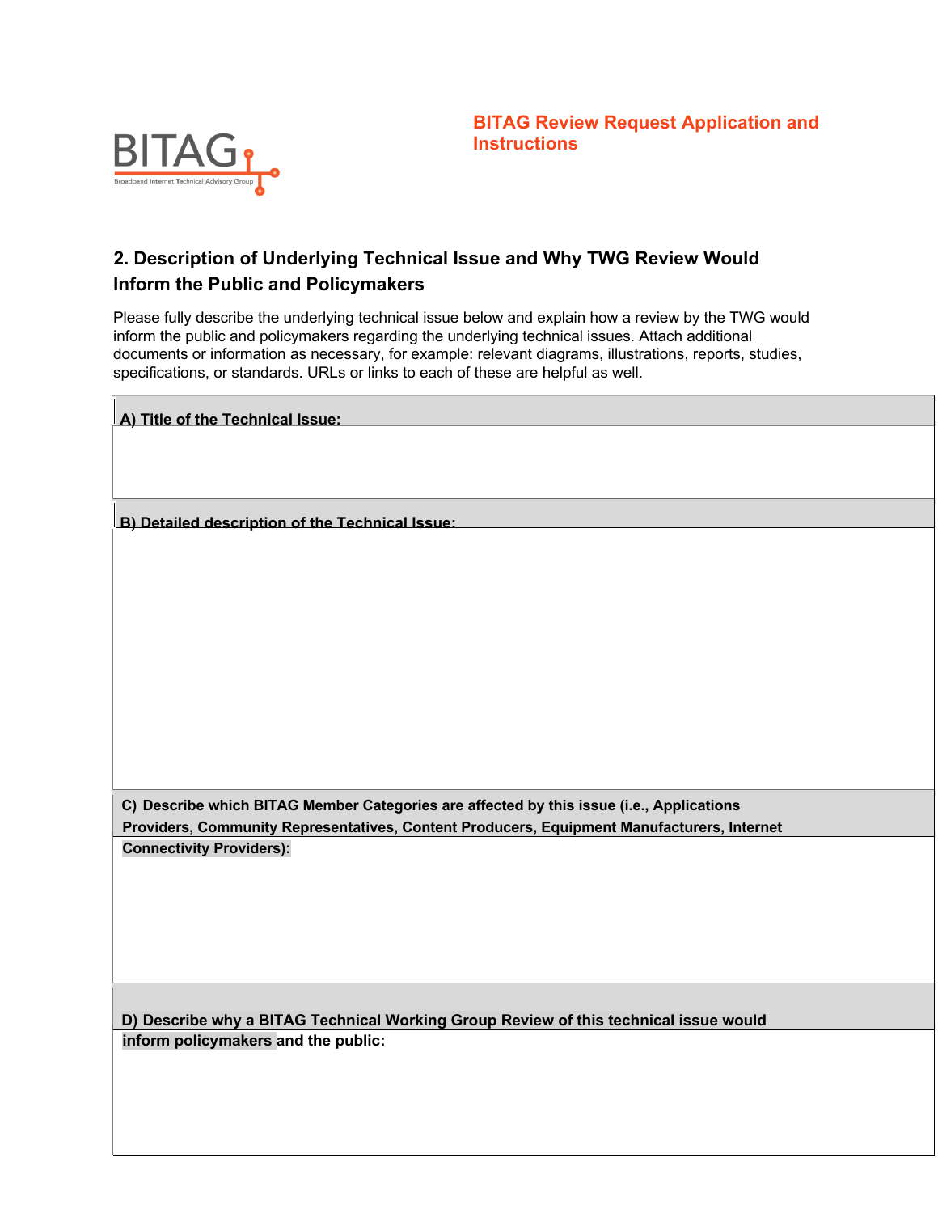**BITAG Review Request Application and Instructions**

## 2. Description of Underlying Technical Issue and Why TWG Review Would Inform the Public and Policymakers

Please fully describe the underlying technical issue below and explain how a review by the TWG would inform the public and policymakers regarding the underlying technical issues. Attach additional documents or information as necessary, for example: relevant diagrams, illustrations, reports, studies, specifications, or standards. URLs or links to each of these are helpful as well.

| **A) Title of the Technical Issue:** |
| --- |
| |
| **B) Detailed description of the Technical Issue:** |
| |
| **C) Describe which BITAG Member Categories are affected by this issue (i.e., Applications Providers, Community Representatives, Content Producers, Equipment Manufacturers, Internet Connectivity Providers):** |
| |
| **D) Describe why a BITAG Technical Working Group Review of this technical issue would inform policymakers and the public:** |
| |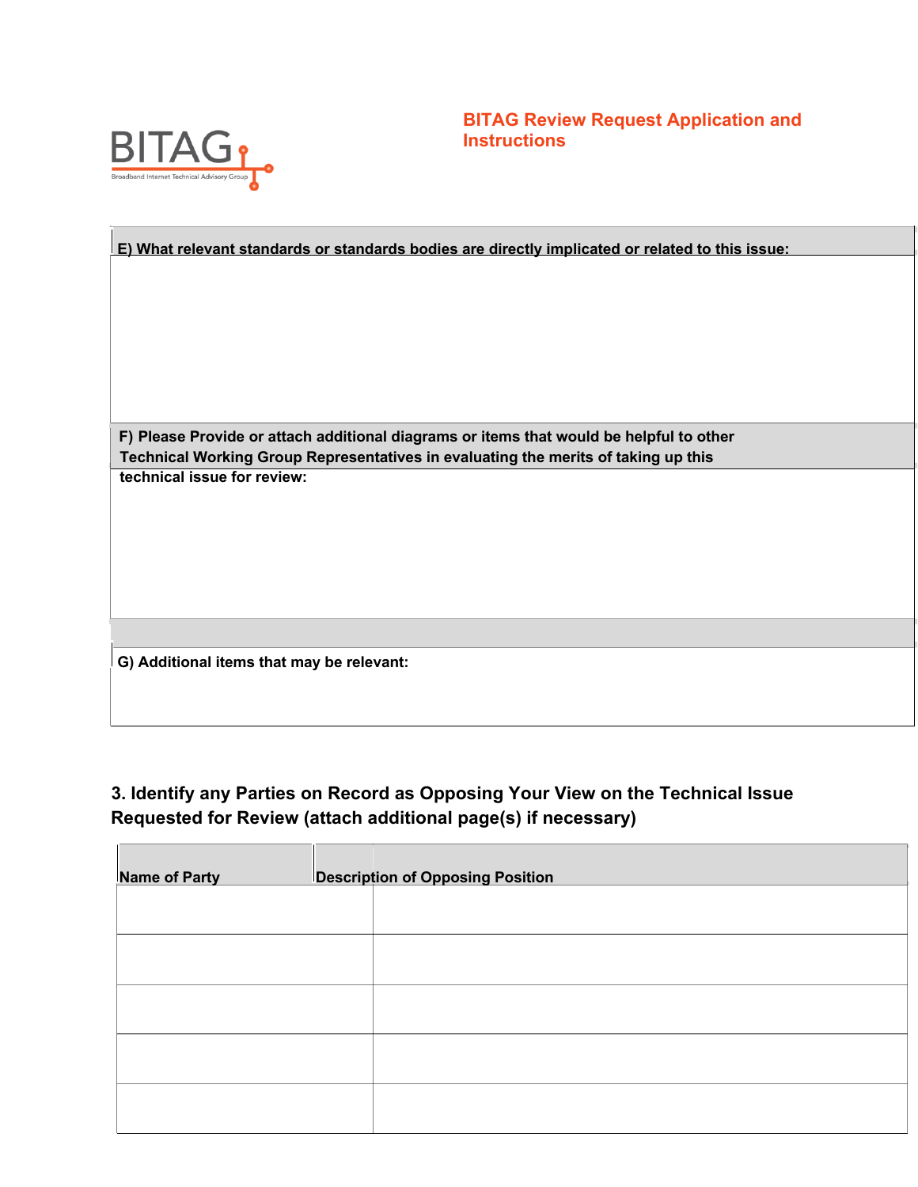**E) What relevant standards or standards bodies are directly implicated or related to this issue:**

**F) Please Provide or attach additional diagrams or items that would be helpful to other Technical Working Group Representatives in evaluating the merits of taking up this technical issue for review:**

**G) Additional items that may be relevant:**

### 3. Identify any Parties on Record as Opposing Your View on the Technical Issue Requested for Review (attach additional page(s) if necessary)

| Name of Party | Description of Opposing Position |
|---|---|
| | |
| | |
| | |
| | |
| | |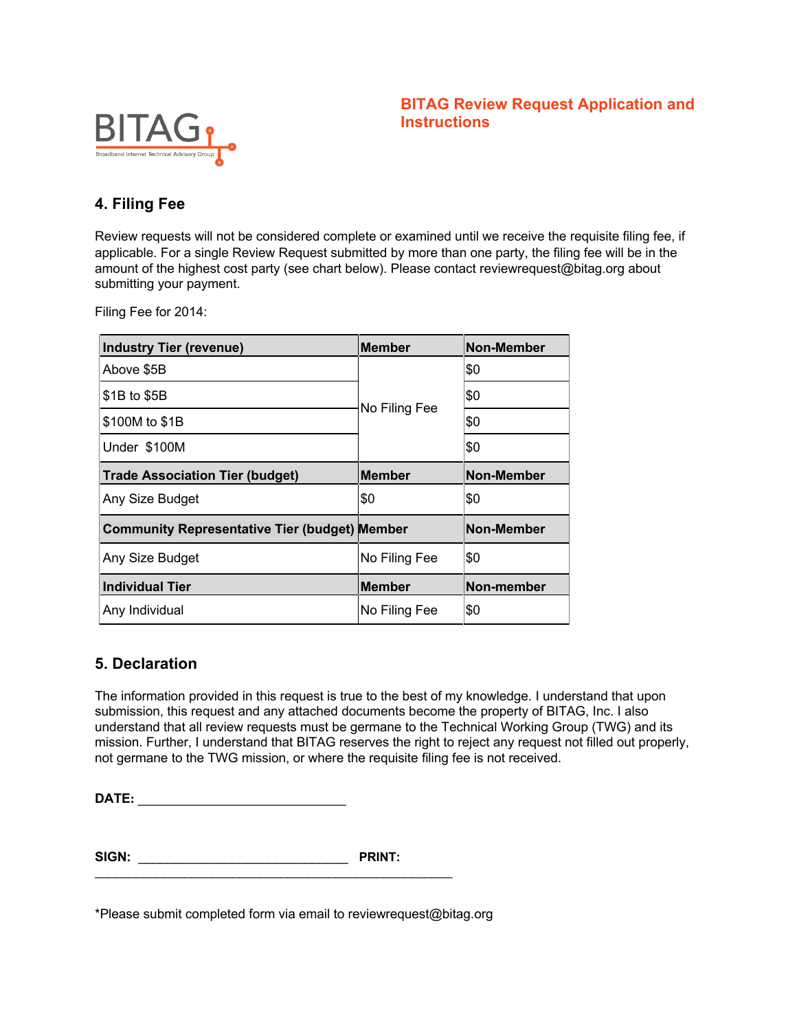**BITAG Review Request Application and Instructions**

## 4. Filing Fee

Review requests will not be considered complete or examined until we receive the requisite filing fee, if applicable. For a single Review Request submitted by more than one party, the filing fee will be in the amount of the highest cost party (see chart below). Please contact reviewrequest@bitag.org about submitting your payment.

Filing Fee for 2014:

| Industry Tier (revenue) | Member | Non-Member |
|---|---|---|
| Above $5B | No Filing Fee | $0 |
| $1B to $5B | | $0 |
| $100M to $1B | | $0 |
| Under $100M | | $0 |
| **Trade Association Tier (budget)** | **Member** | **Non-Member** |
| Any Size Budget | $0 | $0 |
| **Community Representative Tier (budget)** | **Member** | **Non-Member** |
| Any Size Budget | No Filing Fee | $0 |
| **Individual Tier** | **Member** | **Non-member** |
| Any Individual | No Filing Fee | $0 |

## 5. Declaration

The information provided in this request is true to the best of my knowledge. I understand that upon submission, this request and any attached documents become the property of BITAG, Inc. I also understand that all review requests must be germane to the Technical Working Group (TWG) and its mission. Further, I understand that BITAG reserves the right to reject any request not filled out properly, not germane to the TWG mission, or where the requisite filing fee is not received.

**DATE:** ____________________________

**SIGN:** ____________________________ **PRINT:** ________________________________________________

*Please submit completed form via email to reviewrequest@bitag.org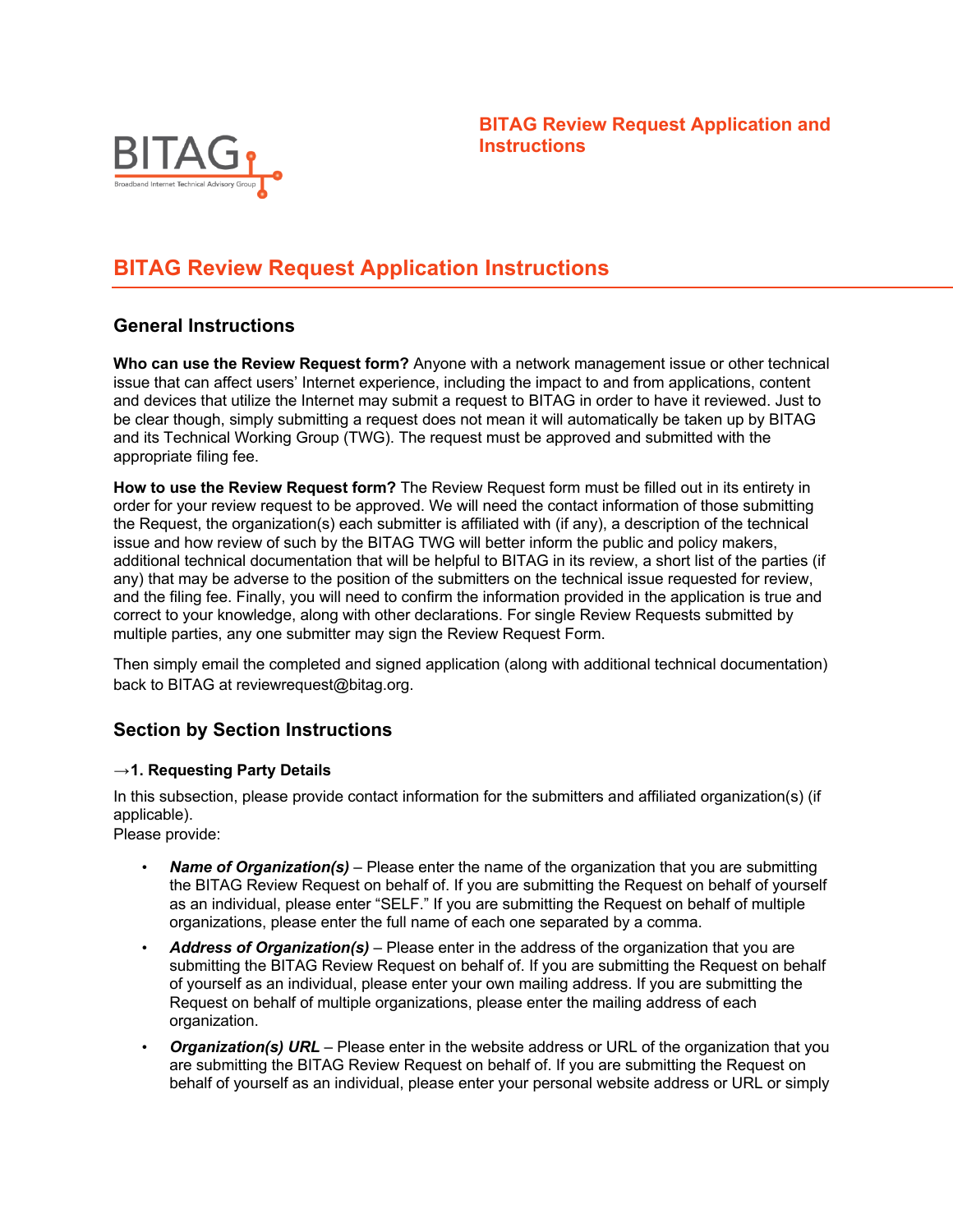**BITAG Review Request Application and Instructions**

# BITAG Review Request Application Instructions

## General Instructions

**Who can use the Review Request form?** Anyone with a network management issue or other technical issue that can affect users' Internet experience, including the impact to and from applications, content and devices that utilize the Internet may submit a request to BITAG in order to have it reviewed. Just to be clear though, simply submitting a request does not mean it will automatically be taken up by BITAG and its Technical Working Group (TWG). The request must be approved and submitted with the appropriate filing fee.

**How to use the Review Request form?** The Review Request form must be filled out in its entirety in order for your review request to be approved. We will need the contact information of those submitting the Request, the organization(s) each submitter is affiliated with (if any), a description of the technical issue and how review of such by the BITAG TWG will better inform the public and policy makers, additional technical documentation that will be helpful to BITAG in its review, a short list of the parties (if any) that may be adverse to the position of the submitters on the technical issue requested for review, and the filing fee. Finally, you will need to confirm the information provided in the application is true and correct to your knowledge, along with other declarations. For single Review Requests submitted by multiple parties, any one submitter may sign the Review Request Form.

Then simply email the completed and signed application (along with additional technical documentation) back to BITAG at reviewrequest@bitag.org.

## Section by Section Instructions

### →1. Requesting Party Details

In this subsection, please provide contact information for the submitters and affiliated organization(s) (if applicable).
Please provide:

- ***Name of Organization(s)*** – Please enter the name of the organization that you are submitting the BITAG Review Request on behalf of. If you are submitting the Request on behalf of yourself as an individual, please enter "SELF." If you are submitting the Request on behalf of multiple organizations, please enter the full name of each one separated by a comma.
- ***Address of Organization(s)*** – Please enter in the address of the organization that you are submitting the BITAG Review Request on behalf of. If you are submitting the Request on behalf of yourself as an individual, please enter your own mailing address. If you are submitting the Request on behalf of multiple organizations, please enter the mailing address of each organization.
- ***Organization(s) URL*** – Please enter in the website address or URL of the organization that you are submitting the BITAG Review Request on behalf of. If you are submitting the Request on behalf of yourself as an individual, please enter your personal website address or URL or simply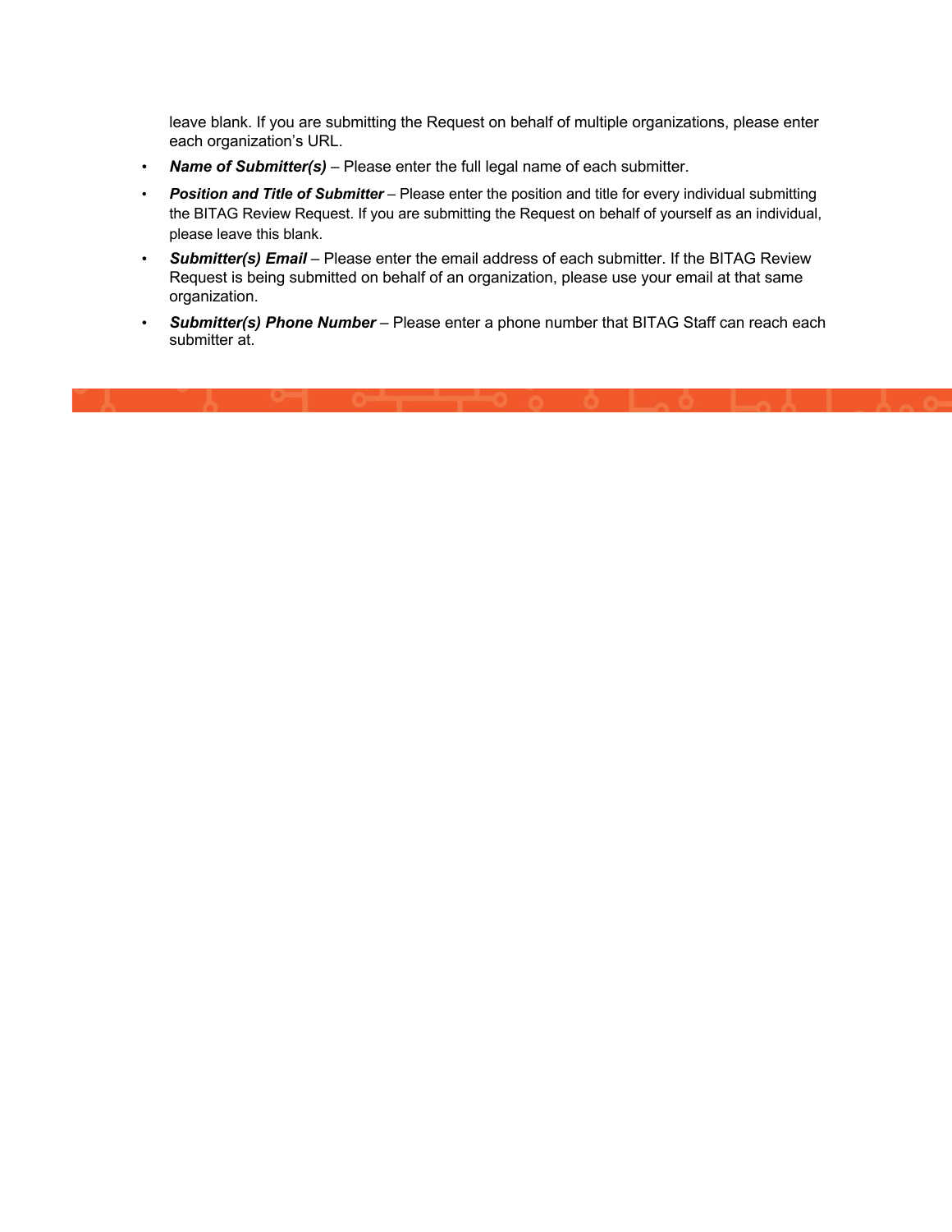leave blank. If you are submitting the Request on behalf of multiple organizations, please enter each organization's URL.

- ***Name of Submitter(s)*** – Please enter the full legal name of each submitter.
- ***Position and Title of Submitter*** – Please enter the position and title for every individual submitting the BITAG Review Request. If you are submitting the Request on behalf of yourself as an individual, please leave this blank.
- ***Submitter(s) Email*** – Please enter the email address of each submitter. If the BITAG Review Request is being submitted on behalf of an organization, please use your email at that same organization.
- ***Submitter(s) Phone Number*** – Please enter a phone number that BITAG Staff can reach each submitter at.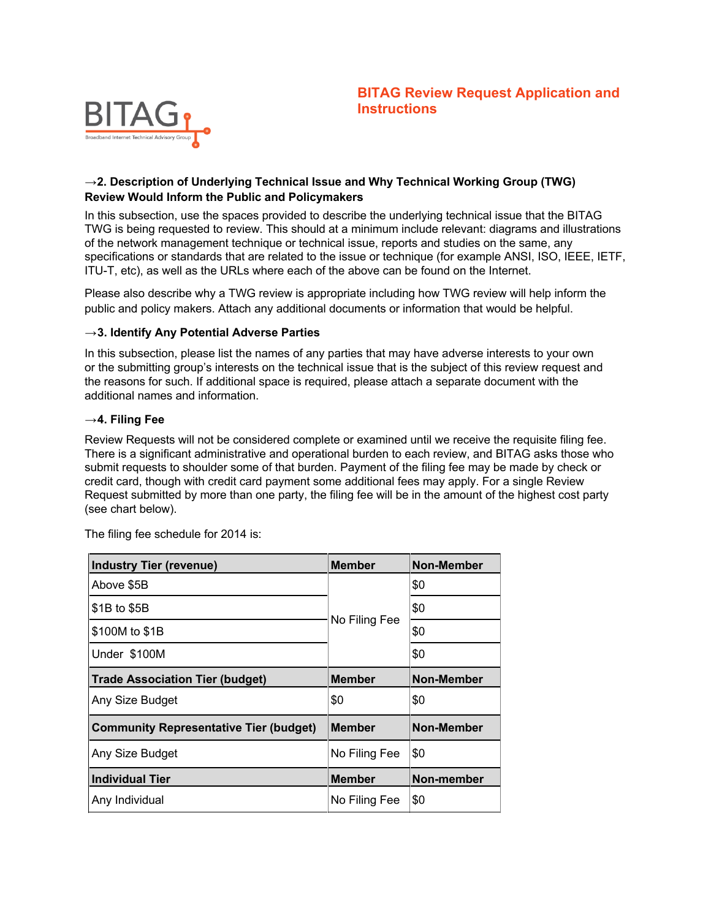# BITAG Review Request Application and Instructions

**→2. Description of Underlying Technical Issue and Why Technical Working Group (TWG) Review Would Inform the Public and Policymakers**

In this subsection, use the spaces provided to describe the underlying technical issue that the BITAG TWG is being requested to review. This should at a minimum include relevant: diagrams and illustrations of the network management technique or technical issue, reports and studies on the same, any specifications or standards that are related to the issue or technique (for example ANSI, ISO, IEEE, IETF, ITU-T, etc), as well as the URLs where each of the above can be found on the Internet.

Please also describe why a TWG review is appropriate including how TWG review will help inform the public and policy makers. Attach any additional documents or information that would be helpful.

**→3. Identify Any Potential Adverse Parties**

In this subsection, please list the names of any parties that may have adverse interests to your own or the submitting group's interests on the technical issue that is the subject of this review request and the reasons for such. If additional space is required, please attach a separate document with the additional names and information.

**→4. Filing Fee**

Review Requests will not be considered complete or examined until we receive the requisite filing fee. There is a significant administrative and operational burden to each review, and BITAG asks those who submit requests to shoulder some of that burden. Payment of the filing fee may be made by check or credit card, though with credit card payment some additional fees may apply. For a single Review Request submitted by more than one party, the filing fee will be in the amount of the highest cost party (see chart below).

The filing fee schedule for 2014 is:

| **Industry Tier (revenue)** | **Member** | **Non-Member** |
|---|---|---|
| Above $5B | No Filing Fee | $0 |
| $1B to $5B | | $0 |
| $100M to $1B | | $0 |
| Under $100M | | $0 |
| **Trade Association Tier (budget)** | **Member** | **Non-Member** |
| Any Size Budget | $0 | $0 |
| **Community Representative Tier (budget)** | **Member** | **Non-Member** |
| Any Size Budget | No Filing Fee | $0 |
| **Individual Tier** | **Member** | **Non-member** |
| Any Individual | No Filing Fee | $0 |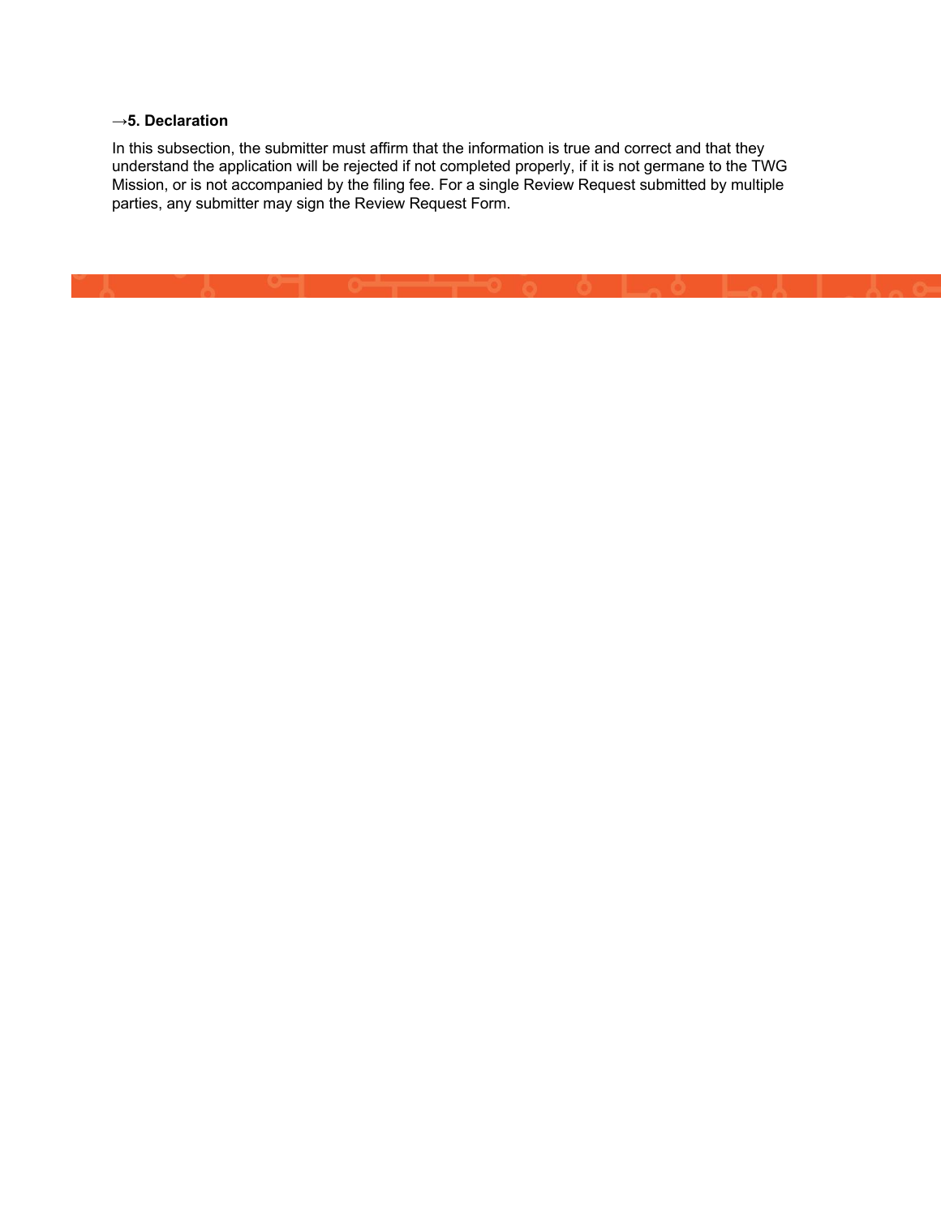**→5. Declaration**

In this subsection, the submitter must affirm that the information is true and correct and that they understand the application will be rejected if not completed properly, if it is not germane to the TWG Mission, or is not accompanied by the filing fee. For a single Review Request submitted by multiple parties, any submitter may sign the Review Request Form.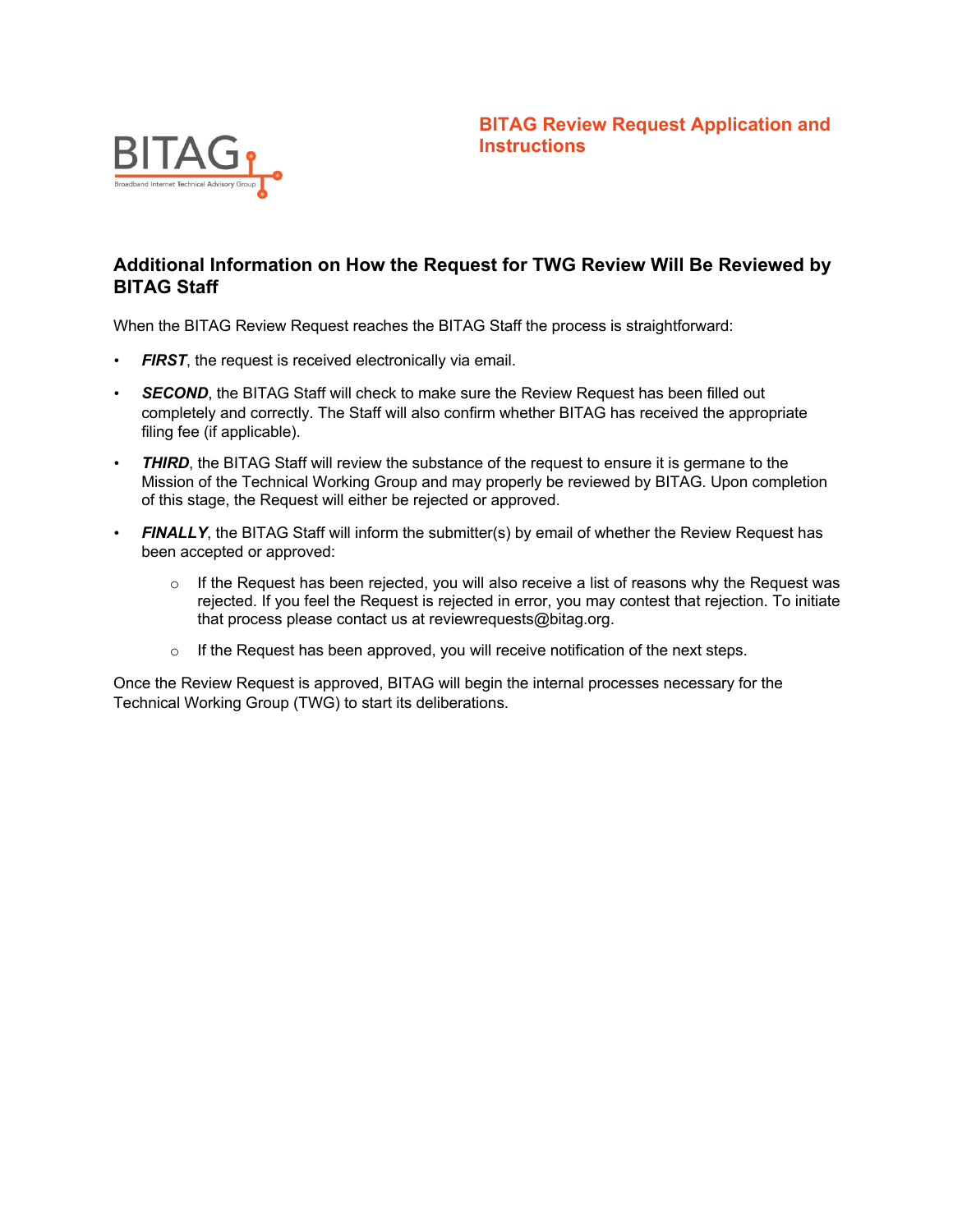## Additional Information on How the Request for TWG Review Will Be Reviewed by BITAG Staff

When the BITAG Review Request reaches the BITAG Staff the process is straightforward:

- ***FIRST***, the request is received electronically via email.
- ***SECOND***, the BITAG Staff will check to make sure the Review Request has been filled out completely and correctly. The Staff will also confirm whether BITAG has received the appropriate filing fee (if applicable).
- ***THIRD***, the BITAG Staff will review the substance of the request to ensure it is germane to the Mission of the Technical Working Group and may properly be reviewed by BITAG. Upon completion of this stage, the Request will either be rejected or approved.
- ***FINALLY***, the BITAG Staff will inform the submitter(s) by email of whether the Review Request has been accepted or approved:
  - If the Request has been rejected, you will also receive a list of reasons why the Request was rejected. If you feel the Request is rejected in error, you may contest that rejection. To initiate that process please contact us at reviewrequests@bitag.org.
  - If the Request has been approved, you will receive notification of the next steps.

Once the Review Request is approved, BITAG will begin the internal processes necessary for the Technical Working Group (TWG) to start its deliberations.